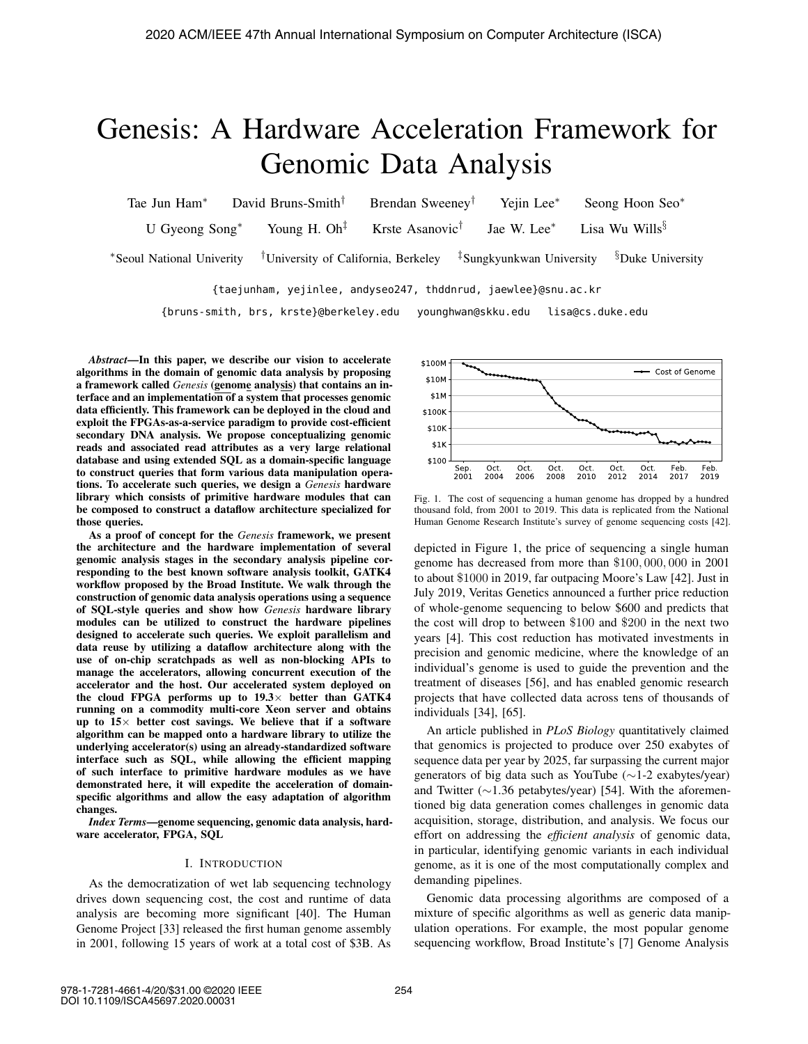# Genesis: A Hardware Acceleration Framework for Genomic Data Analysis

Tae Jun Ham* David Bruns-Smith† Brendan Sweeney† Yejin Lee* Seong Hoon Seo*

U Gyeong Song* Young H. Oh‡ Krste Asanovic† Jae W. Lee* Lisa Wu Wills§

*Seoul National Univerity †University of California, Berkeley ‡Sungkyunkwan University §Duke University

{taejunham, yejinlee, andyseo247, thddnrud, jaewlee}@snu.ac.kr

{bruns-smith, brs, krste}@berkeley.edu younghwan@skku.edu lisa@cs.duke.edu

***Abstract*—In this paper, we describe our vision to accelerate algorithms in the domain of genomic data analysis by proposing a framework called *Genesis* (genome analysis) that contains an interface and an implementation of a system that processes genomic data efficiently. This framework can be deployed in the cloud and exploit the FPGAs-as-a-service paradigm to provide cost-efficient secondary DNA analysis. We propose conceptualizing genomic reads and associated read attributes as a very large relational database and using extended SQL as a domain-specific language to construct queries that form various data manipulation operations. To accelerate such queries, we design a *Genesis* hardware library which consists of primitive hardware modules that can be composed to construct a dataflow architecture specialized for those queries.**

**As a proof of concept for the *Genesis* framework, we present the architecture and the hardware implementation of several genomic analysis stages in the secondary analysis pipeline corresponding to the best known software analysis toolkit, GATK4 workflow proposed by the Broad Institute. We walk through the construction of genomic data analysis operations using a sequence of SQL-style queries and show how *Genesis* hardware library modules can be utilized to construct the hardware pipelines designed to accelerate such queries. We exploit parallelism and data reuse by utilizing a dataflow architecture along with the use of on-chip scratchpads as well as non-blocking APIs to manage the accelerators, allowing concurrent execution of the accelerator and the host. Our accelerated system deployed on the cloud FPGA performs up to 19.3× better than GATK4 running on a commodity multi-core Xeon server and obtains up to 15× better cost savings. We believe that if a software algorithm can be mapped onto a hardware library to utilize the underlying accelerator(s) using an already-standardized software interface such as SQL, while allowing the efficient mapping of such interface to primitive hardware modules as we have demonstrated here, it will expedite the acceleration of domain-specific algorithms and allow the easy adaptation of algorithm changes.**

***Index Terms*—genome sequencing, genomic data analysis, hardware accelerator, FPGA, SQL**

## I. Introduction

As the democratization of wet lab sequencing technology drives down sequencing cost, the cost and runtime of data analysis are becoming more significant [40]. The Human Genome Project [33] released the first human genome assembly in 2001, following 15 years of work at a total cost of $3B. As depicted in Figure 1, the price of sequencing a single human genome has decreased from more than $100,000,000 in 2001 to about $1000 in 2019, far outpacing Moore's Law [42]. Just in July 2019, Veritas Genetics announced a further price reduction of whole-genome sequencing to below $600 and predicts that the cost will drop to between $100 and $200 in the next two years [4]. This cost reduction has motivated investments in precision and genomic medicine, where the knowledge of an individual's genome is used to guide the prevention and the treatment of diseases [56], and has enabled genomic research projects that have collected data across tens of thousands of individuals [34], [65].

Fig. 1. The cost of sequencing a human genome has dropped by a hundred thousand fold, from 2001 to 2019. This data is replicated from the National Human Genome Research Institute's survey of genome sequencing costs [42].

An article published in *PLoS Biology* quantitatively claimed that genomics is projected to produce over 250 exabytes of sequence data per year by 2025, far surpassing the current major generators of big data such as YouTube (∼1-2 exabytes/year) and Twitter (∼1.36 petabytes/year) [54]. With the aforementioned big data generation comes challenges in genomic data acquisition, storage, distribution, and analysis. We focus our effort on addressing the *efficient analysis* of genomic data, in particular, identifying genomic variants in each individual genome, as it is one of the most computationally complex and demanding pipelines.

Genomic data processing algorithms are composed of a mixture of specific algorithms as well as generic data manipulation operations. For example, the most popular genome sequencing workflow, Broad Institute's [7] Genome Analysis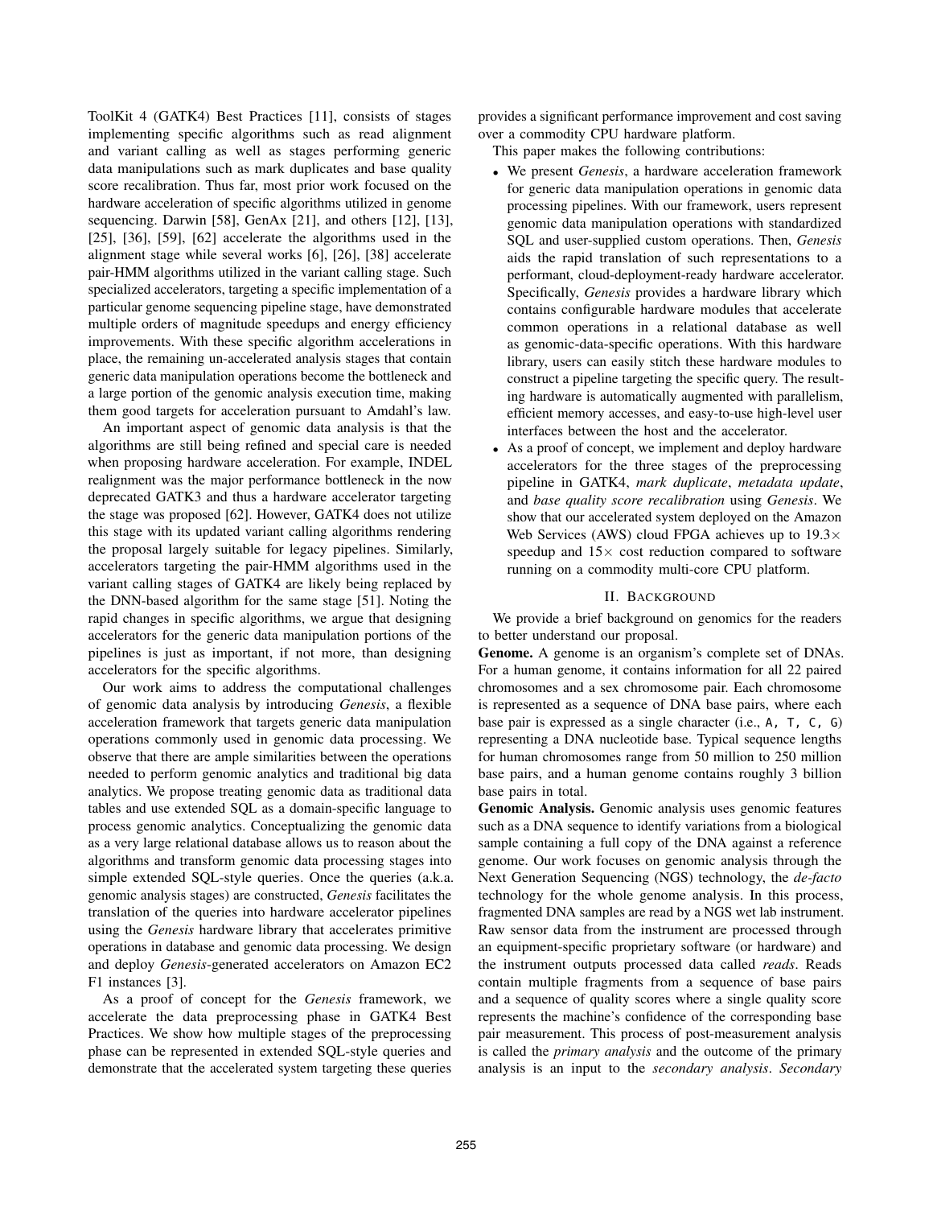ToolKit 4 (GATK4) Best Practices [11], consists of stages implementing specific algorithms such as read alignment and variant calling as well as stages performing generic data manipulations such as mark duplicates and base quality score recalibration. Thus far, most prior work focused on the hardware acceleration of specific algorithms utilized in genome sequencing. Darwin [58], GenAx [21], and others [12], [13], [25], [36], [59], [62] accelerate the algorithms used in the alignment stage while several works [6], [26], [38] accelerate pair-HMM algorithms utilized in the variant calling stage. Such specialized accelerators, targeting a specific implementation of a particular genome sequencing pipeline stage, have demonstrated multiple orders of magnitude speedups and energy efficiency improvements. With these specific algorithm accelerations in place, the remaining un-accelerated analysis stages that contain generic data manipulation operations become the bottleneck and a large portion of the genomic analysis execution time, making them good targets for acceleration pursuant to Amdahl's law.

An important aspect of genomic data analysis is that the algorithms are still being refined and special care is needed when proposing hardware acceleration. For example, INDEL realignment was the major performance bottleneck in the now deprecated GATK3 and thus a hardware accelerator targeting the stage was proposed [62]. However, GATK4 does not utilize this stage with its updated variant calling algorithms rendering the proposal largely suitable for legacy pipelines. Similarly, accelerators targeting the pair-HMM algorithms used in the variant calling stages of GATK4 are likely being replaced by the DNN-based algorithm for the same stage [51]. Noting the rapid changes in specific algorithms, we argue that designing accelerators for the generic data manipulation portions of the pipelines is just as important, if not more, than designing accelerators for the specific algorithms.

Our work aims to address the computational challenges of genomic data analysis by introducing *Genesis*, a flexible acceleration framework that targets generic data manipulation operations commonly used in genomic data processing. We observe that there are ample similarities between the operations needed to perform genomic analytics and traditional big data analytics. We propose treating genomic data as traditional data tables and use extended SQL as a domain-specific language to process genomic analytics. Conceptualizing the genomic data as a very large relational database allows us to reason about the algorithms and transform genomic data processing stages into simple extended SQL-style queries. Once the queries (a.k.a. genomic analysis stages) are constructed, *Genesis* facilitates the translation of the queries into hardware accelerator pipelines using the *Genesis* hardware library that accelerates primitive operations in database and genomic data processing. We design and deploy *Genesis*-generated accelerators on Amazon EC2 F1 instances [3].

As a proof of concept for the *Genesis* framework, we accelerate the data preprocessing phase in GATK4 Best Practices. We show how multiple stages of the preprocessing phase can be represented in extended SQL-style queries and demonstrate that the accelerated system targeting these queries provides a significant performance improvement and cost saving over a commodity CPU hardware platform.

This paper makes the following contributions:

- We present *Genesis*, a hardware acceleration framework for generic data manipulation operations in genomic data processing pipelines. With our framework, users represent genomic data manipulation operations with standardized SQL and user-supplied custom operations. Then, *Genesis* aids the rapid translation of such representations to a performant, cloud-deployment-ready hardware accelerator. Specifically, *Genesis* provides a hardware library which contains configurable hardware modules that accelerate common operations in a relational database as well as genomic-data-specific operations. With this hardware library, users can easily stitch these hardware modules to construct a pipeline targeting the specific query. The resulting hardware is automatically augmented with parallelism, efficient memory accesses, and easy-to-use high-level user interfaces between the host and the accelerator.
- As a proof of concept, we implement and deploy hardware accelerators for the three stages of the preprocessing pipeline in GATK4, *mark duplicate*, *metadata update*, and *base quality score recalibration* using *Genesis*. We show that our accelerated system deployed on the Amazon Web Services (AWS) cloud FPGA achieves up to 19.3× speedup and 15× cost reduction compared to software running on a commodity multi-core CPU platform.

## II. Background

We provide a brief background on genomics for the readers to better understand our proposal.

**Genome.** A genome is an organism's complete set of DNAs. For a human genome, it contains information for all 22 paired chromosomes and a sex chromosome pair. Each chromosome is represented as a sequence of DNA base pairs, where each base pair is expressed as a single character (i.e., `A`, `T`, `C`, `G`) representing a DNA nucleotide base. Typical sequence lengths for human chromosomes range from 50 million to 250 million base pairs, and a human genome contains roughly 3 billion base pairs in total.

**Genomic Analysis.** Genomic analysis uses genomic features such as a DNA sequence to identify variations from a biological sample containing a full copy of the DNA against a reference genome. Our work focuses on genomic analysis through the Next Generation Sequencing (NGS) technology, the *de-facto* technology for the whole genome analysis. In this process, fragmented DNA samples are read by a NGS wet lab instrument. Raw sensor data from the instrument are processed through an equipment-specific proprietary software (or hardware) and the instrument outputs processed data called *reads*. Reads contain multiple fragments from a sequence of base pairs and a sequence of quality scores where a single quality score represents the machine's confidence of the corresponding base pair measurement. This process of post-measurement analysis is called the *primary analysis* and the outcome of the primary analysis is an input to the *secondary analysis*. *Secondary*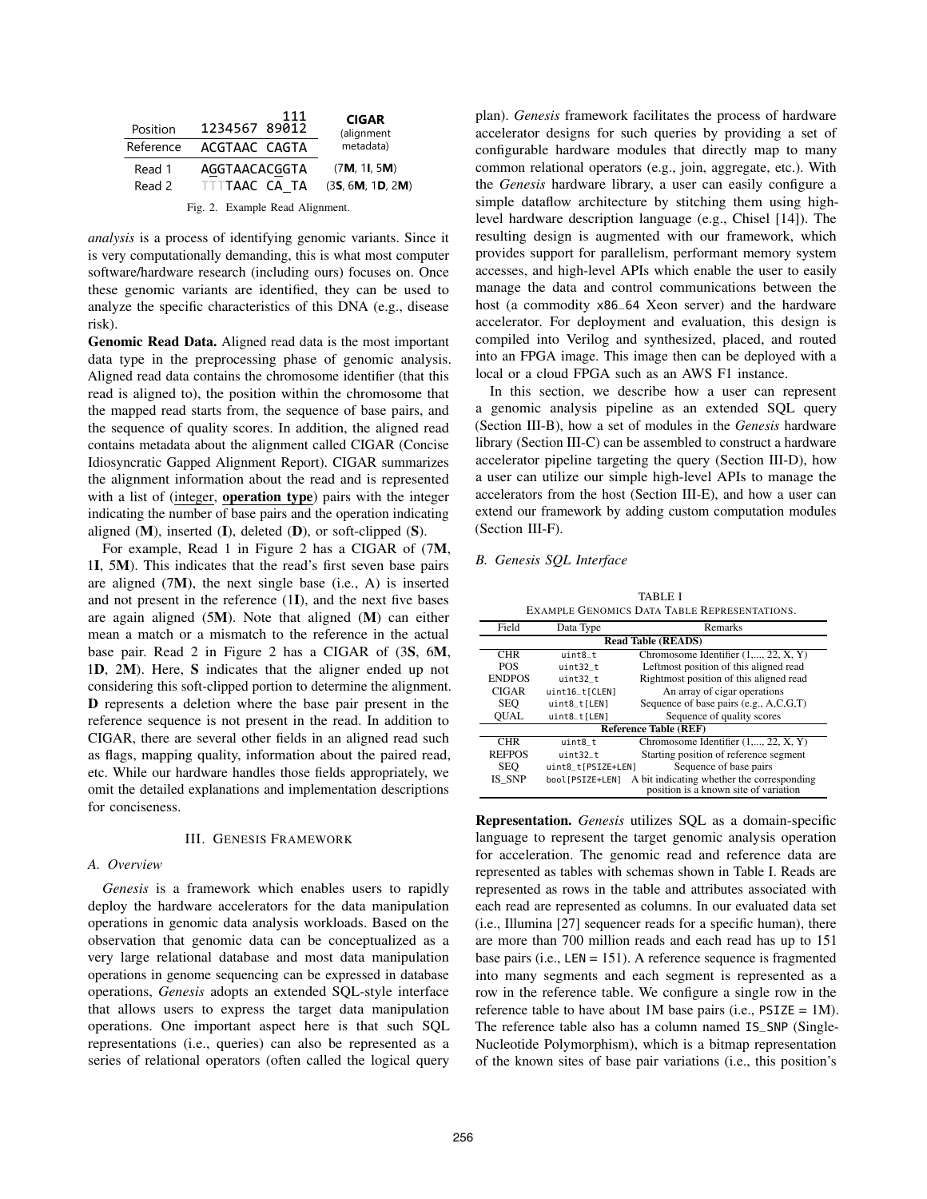| Position | 1234567 89012 (positions 10–12 marked "111" above) | CIGAR (alignment metadata) |
|---|---|---|
| Reference | ACGTAAC CAGTA | |
| Read 1 | AGGTAACACGGTA | (7**M**, 1**I**, 5**M**) |
| Read 2 | TTTTAAC CA_TA | (3**S**, 6**M**, 1**D**, 2**M**) |

Fig. 2. Example Read Alignment.

*analysis* is a process of identifying genomic variants. Since it is very computationally demanding, this is what most computer software/hardware research (including ours) focuses on. Once these genomic variants are identified, they can be used to analyze the specific characteristics of this DNA (e.g., disease risk).

**Genomic Read Data.** Aligned read data is the most important data type in the preprocessing phase of genomic analysis. Aligned read data contains the chromosome identifier (that this read is aligned to), the position within the chromosome that the mapped read starts from, the sequence of base pairs, and the sequence of quality scores. In addition, the aligned read contains metadata about the alignment called CIGAR (Concise Idiosyncratic Gapped Alignment Report). CIGAR summarizes the alignment information about the read and is represented with a list of (integer, **operation type**) pairs with the integer indicating the number of base pairs and the operation indicating aligned (**M**), inserted (**I**), deleted (**D**), or soft-clipped (**S**).

For example, Read 1 in Figure 2 has a CIGAR of (7**M**, 1**I**, 5**M**). This indicates that the read's first seven base pairs are aligned (7**M**), the next single base (i.e., A) is inserted and not present in the reference (1**I**), and the next five bases are again aligned (5**M**). Note that aligned (**M**) can either mean a match or a mismatch to the reference in the actual base pair. Read 2 in Figure 2 has a CIGAR of (3**S**, 6**M**, 1**D**, 2**M**). Here, **S** indicates that the aligner ended up not considering this soft-clipped portion to determine the alignment. **D** represents a deletion where the base pair present in the reference sequence is not present in the read. In addition to CIGAR, there are several other fields in an aligned read such as flags, mapping quality, information about the paired read, etc. While our hardware handles those fields appropriately, we omit the detailed explanations and implementation descriptions for conciseness.

## III. Genesis Framework

### A. Overview

*Genesis* is a framework which enables users to rapidly deploy the hardware accelerators for the data manipulation operations in genomic data analysis workloads. Based on the observation that genomic data can be conceptualized as a very large relational database and most data manipulation operations in genome sequencing can be expressed in database operations, *Genesis* adopts an extended SQL-style interface that allows users to express the target data manipulation operations. One important aspect here is that such SQL representations (i.e., queries) can also be represented as a series of relational operators (often called the logical query plan). *Genesis* framework facilitates the process of hardware accelerator designs for such queries by providing a set of configurable hardware modules that directly map to many common relational operators (e.g., join, aggregate, etc.). With the *Genesis* hardware library, a user can easily configure a simple dataflow architecture by stitching them using high-level hardware description language (e.g., Chisel [14]). The resulting design is augmented with our framework, which provides support for parallelism, performant memory system accesses, and high-level APIs which enable the user to easily manage the data and control communications between the host (a commodity x86_64 Xeon server) and the hardware accelerator. For deployment and evaluation, this design is compiled into Verilog and synthesized, placed, and routed into an FPGA image. This image then can be deployed with a local or a cloud FPGA such as an AWS F1 instance.

In this section, we describe how a user can represent a genomic analysis pipeline as an extended SQL query (Section III-B), how a set of modules in the *Genesis* hardware library (Section III-C) can be assembled to construct a hardware accelerator pipeline targeting the query (Section III-D), how a user can utilize our simple high-level APIs to manage the accelerators from the host (Section III-E), and how a user can extend our framework by adding custom computation modules (Section III-F).

### B. Genesis SQL Interface

TABLE I
EXAMPLE GENOMICS DATA TABLE REPRESENTATIONS.

| Field | Data Type | Remarks |
|---|---|---|
| **Read Table (READS)** | | |
| CHR | uint8_t | Chromosome Identifier (1,..., 22, X, Y) |
| POS | uint32_t | Leftmost position of this aligned read |
| ENDPOS | uint32_t | Rightmost position of this aligned read |
| CIGAR | uint16_t[CLEN] | An array of cigar operations |
| SEQ | uint8_t[LEN] | Sequence of base pairs (e.g., A,C,G,T) |
| QUAL | uint8_t[LEN] | Sequence of quality scores |
| **Reference Table (REF)** | | |
| CHR | uint8_t | Chromosome Identifier (1,..., 22, X, Y) |
| REFPOS | uint32_t | Starting position of reference segment |
| SEQ | uint8_t[PSIZE+LEN] | Sequence of base pairs |
| IS_SNP | bool[PSIZE+LEN] | A bit indicating whether the corresponding position is a known site of variation |

**Representation.** *Genesis* utilizes SQL as a domain-specific language to represent the target genomic analysis operation for acceleration. The genomic read and reference data are represented as tables with schemas shown in Table I. Reads are represented as rows in the table and attributes associated with each read are represented as columns. In our evaluated data set (i.e., Illumina [27] sequencer reads for a specific human), there are more than 700 million reads and each read has up to 151 base pairs (i.e., LEN = 151). A reference sequence is fragmented into many segments and each segment is represented as a row in the reference table. We configure a single row in the reference table to have about 1M base pairs (i.e., PSIZE = 1M). The reference table also has a column named IS_SNP (Single-Nucleotide Polymorphism), which is a bitmap representation of the known sites of base pair variations (i.e., this position's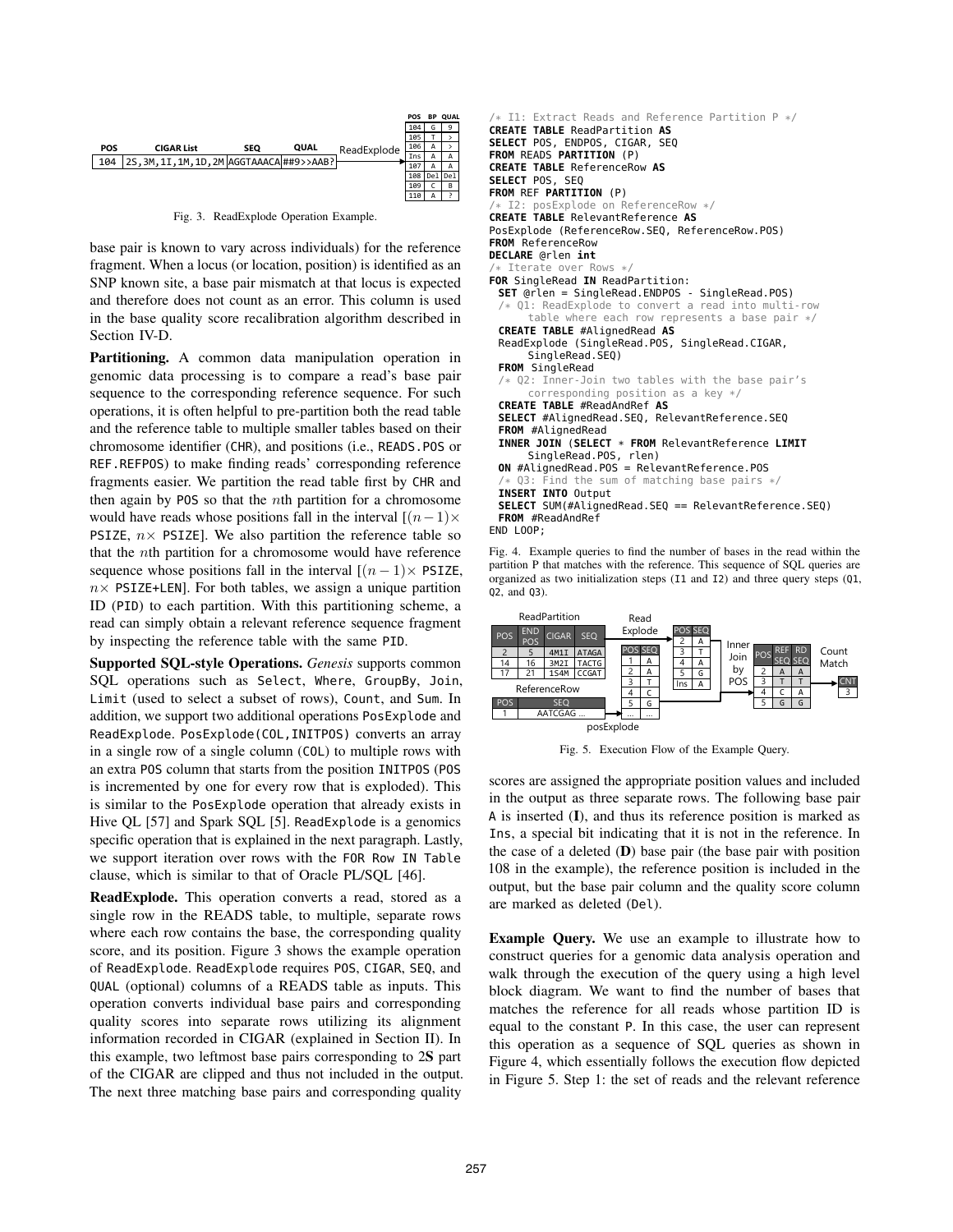| POS | CIGAR List | SEQ | QUAL |
|---|---|---|---|
| 104 | 2S,3M,1I,1M,1D,2M | AGGTAAACA | ##9>>AAB? |

ReadExplode →

| POS | BP | QUAL |
|---|---|---|
| 104 | G | 9 |
| 105 | T | > |
| 106 | A | > |
| Ins | A | A |
| 107 | A | A |
| 108 | Del | Del |
| 109 | C | B |
| 110 | A | ? |

Fig. 3. ReadExplode Operation Example.

base pair is known to vary across individuals) for the reference fragment. When a locus (or location, position) is identified as an SNP known site, a base pair mismatch at that locus is expected and therefore does not count as an error. This column is used in the base quality score recalibration algorithm described in Section IV-D.

**Partitioning.** A common data manipulation operation in genomic data processing is to compare a read's base pair sequence to the corresponding reference sequence. For such operations, it is often helpful to pre-partition both the read table and the reference table to multiple smaller tables based on their chromosome identifier (CHR), and positions (i.e., READS.POS or REF.REFPOS) to make finding reads' corresponding reference fragments easier. We partition the read table first by CHR and then again by POS so that the $n$th partition for a chromosome would have reads whose positions fall in the interval $[(n-1)\times$ PSIZE, $n\times$ PSIZE]. We also partition the reference table so that the $n$th partition for a chromosome would have reference sequence whose positions fall in the interval $[(n-1)\times$ PSIZE, $n\times$ PSIZE+LEN]. For both tables, we assign a unique partition ID (PID) to each partition. With this partitioning scheme, a read can simply obtain a relevant reference sequence fragment by inspecting the reference table with the same PID.

**Supported SQL-style Operations.** *Genesis* supports common SQL operations such as Select, Where, GroupBy, Join, Limit (used to select a subset of rows), Count, and Sum. In addition, we support two additional operations PosExplode and ReadExplode. PosExplode(COL,INITPOS) converts an array in a single row of a single column (COL) to multiple rows with an extra POS column that starts from the position INITPOS (POS is incremented by one for every row that is exploded). This is similar to the PosExplode operation that already exists in Hive QL [57] and Spark SQL [5]. ReadExplode is a genomics specific operation that is explained in the next paragraph. Lastly, we support iteration over rows with the FOR Row IN Table clause, which is similar to that of Oracle PL/SQL [46].

**ReadExplode.** This operation converts a read, stored as a single row in the READS table, to multiple, separate rows where each row contains the base, the corresponding quality score, and its position. Figure 3 shows the example operation of ReadExplode. ReadExplode requires POS, CIGAR, SEQ, and QUAL (optional) columns of a READS table as inputs. This operation converts individual base pairs and corresponding quality scores into separate rows utilizing its alignment information recorded in CIGAR (explained in Section II). In this example, two leftmost base pairs corresponding to 2**S** part of the CIGAR are clipped and thus not included in the output. The next three matching base pairs and corresponding quality scores are assigned the appropriate position values and included in the output as three separate rows. The following base pair A is inserted (**I**), and thus its reference position is marked as Ins, a special bit indicating that it is not in the reference. In the case of a deleted (**D**) base pair (the base pair with position 108 in the example), the reference position is included in the output, but the base pair column and the quality score column are marked as deleted (Del).

```
/* I1: Extract Reads and Reference Partition P */
CREATE TABLE ReadPartition AS
SELECT POS, ENDPOS, CIGAR, SEQ
FROM READS PARTITION (P)
CREATE TABLE ReferenceRow AS
SELECT POS, SEQ
FROM REF PARTITION (P)
/* I2: posExplode on ReferenceRow */
CREATE TABLE RelevantReference AS
PosExplode (ReferenceRow.SEQ, ReferenceRow.POS)
FROM ReferenceRow
DECLARE @rlen int
/* Iterate over Rows */
FOR SingleRead IN ReadPartition:
  SET @rlen = SingleRead.ENDPOS - SingleRead.POS)
  /* Q1: ReadExplode to convert a read into multi-row
      table where each row represents a base pair */
  CREATE TABLE #AlignedRead AS
  ReadExplode (SingleRead.POS, SingleRead.CIGAR,
      SingleRead.SEQ)
  FROM SingleRead
  /* Q2: Inner-Join two tables with the base pair's
      corresponding position as a key */
  CREATE TABLE #ReadAndRef AS
  SELECT #AlignedRead.SEQ, RelevantReference.SEQ
  FROM #AlignedRead
  INNER JOIN (SELECT * FROM RelevantReference LIMIT
      SingleRead.POS, rlen)
  ON #AlignedRead.POS = RelevantReference.POS
  /* Q3: Find the sum of matching base pairs */
  INSERT INTO Output
  SELECT SUM(#AlignedRead.SEQ == RelevantReference.SEQ)
  FROM #ReadAndRef
END LOOP;
```

Fig. 4. Example queries to find the number of bases in the read within the partition P that matches with the reference. This sequence of SQL queries are organized as two initialization steps (I1 and I2) and three query steps (Q1, Q2, and Q3).

ReadPartition

| POS | END POS | CIGAR | SEQ |
|---|---|---|---|
| 2 | 5 | 4M1I | ATAGA |
| 14 | 16 | 3M2I | TACTG |
| 17 | 21 | 1S4M | CCGAT |

ReferenceRow

| POS | SEQ |
|---|---|
| 1 | AATCGAG ... |

Read Explode →

| POS | SEQ |
|---|---|
| 2 | A |
| 3 | T |
| 4 | A |
| 5 | G |
| Ins | A |

posExplode →

| POS | SEQ |
|---|---|
| 1 | A |
| 2 | A |
| 3 | T |
| 4 | C |
| 5 | G |
| ... | ... |

Inner Join by POS →

| POS | REF SEQ | RD SEQ |
|---|---|---|
| 2 | A | A |
| 3 | T | T |
| 4 | C | A |
| 5 | G | G |

Count Match →

| CNT |
|---|
| 3 |

Fig. 5. Execution Flow of the Example Query.

**Example Query.** We use an example to illustrate how to construct queries for a genomic data analysis operation and walk through the execution of the query using a high level block diagram. We want to find the number of bases that matches the reference for all reads whose partition ID is equal to the constant P. In this case, the user can represent this operation as a sequence of SQL queries as shown in Figure 4, which essentially follows the execution flow depicted in Figure 5. Step 1: the set of reads and the relevant reference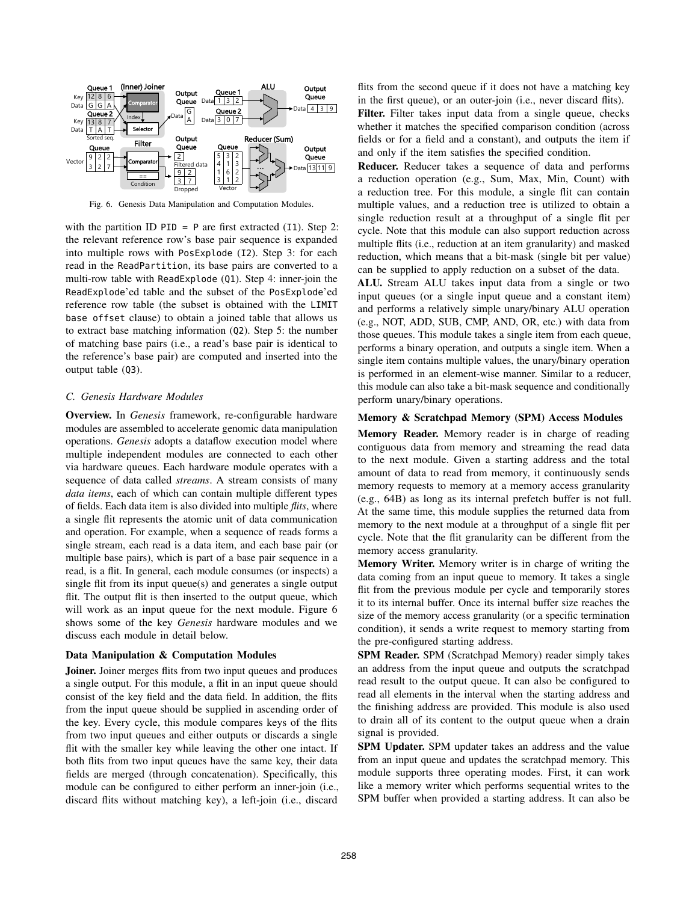Fig. 6. Genesis Data Manipulation and Computation Modules.

with the partition ID `PID = P` are first extracted (`I1`). Step 2: the relevant reference row's base pair sequence is expanded into multiple rows with `PosExplode` (`I2`). Step 3: for each read in the `ReadPartition`, its base pairs are converted to a multi-row table with `ReadExplode` (`Q1`). Step 4: inner-join the `ReadExplode`'ed table and the subset of the `PosExplode`'ed reference row table (the subset is obtained with the `LIMIT base offset` clause) to obtain a joined table that allows us to extract base matching information (`Q2`). Step 5: the number of matching base pairs (i.e., a read's base pair is identical to the reference's base pair) are computed and inserted into the output table (`Q3`).

### *C. Genesis Hardware Modules*

**Overview.** In *Genesis* framework, re-configurable hardware modules are assembled to accelerate genomic data manipulation operations. *Genesis* adopts a dataflow execution model where multiple independent modules are connected to each other via hardware queues. Each hardware module operates with a sequence of data called *streams*. A stream consists of many *data items*, each of which can contain multiple different types of fields. Each data item is also divided into multiple *flits*, where a single flit represents the atomic unit of data communication and operation. For example, when a sequence of reads forms a single stream, each read is a data item, and each base pair (or multiple base pairs), which is part of a base pair sequence in a read, is a flit. In general, each module consumes (or inspects) a single flit from its input queue(s) and generates a single output flit. The output flit is then inserted to the output queue, which will work as an input queue for the next module. Figure 6 shows some of the key *Genesis* hardware modules and we discuss each module in detail below.

#### Data Manipulation & Computation Modules

**Joiner.** Joiner merges flits from two input queues and produces a single output. For this module, a flit in an input queue should consist of the key field and the data field. In addition, the flits from the input queue should be supplied in ascending order of the key. Every cycle, this module compares keys of the flits from two input queues and either outputs or discards a single flit with the smaller key while leaving the other one intact. If both flits from two input queues have the same key, their data fields are merged (through concatenation). Specifically, this module can be configured to either perform an inner-join (i.e., discard flits without matching key), a left-join (i.e., discard flits from the second queue if it does not have a matching key in the first queue), or an outer-join (i.e., never discard flits).

**Filter.** Filter takes input data from a single queue, checks whether it matches the specified comparison condition (across fields or for a field and a constant), and outputs the item if and only if the item satisfies the specified condition.

**Reducer.** Reducer takes a sequence of data and performs a reduction operation (e.g., Sum, Max, Min, Count) with a reduction tree. For this module, a single flit can contain multiple values, and a reduction tree is utilized to obtain a single reduction result at a throughput of a single flit per cycle. Note that this module can also support reduction across multiple flits (i.e., reduction at an item granularity) and masked reduction, which means that a bit-mask (single bit per value) can be supplied to apply reduction on a subset of the data.

**ALU.** Stream ALU takes input data from a single or two input queues (or a single input queue and a constant item) and performs a relatively simple unary/binary ALU operation (e.g., NOT, ADD, SUB, CMP, AND, OR, etc.) with data from those queues. This module takes a single item from each queue, performs a binary operation, and outputs a single item. When a single item contains multiple values, the unary/binary operation is performed in an element-wise manner. Similar to a reducer, this module can also take a bit-mask sequence and conditionally perform unary/binary operations.

#### Memory & Scratchpad Memory (SPM) Access Modules

**Memory Reader.** Memory reader is in charge of reading contiguous data from memory and streaming the read data to the next module. Given a starting address and the total amount of data to read from memory, it continuously sends memory requests to memory at a memory access granularity (e.g., 64B) as long as its internal prefetch buffer is not full. At the same time, this module supplies the returned data from memory to the next module at a throughput of a single flit per cycle. Note that the flit granularity can be different from the memory access granularity.

**Memory Writer.** Memory writer is in charge of writing the data coming from an input queue to memory. It takes a single flit from the previous module per cycle and temporarily stores it to its internal buffer. Once its internal buffer size reaches the size of the memory access granularity (or a specific termination condition), it sends a write request to memory starting from the pre-configured starting address.

**SPM Reader.** SPM (Scratchpad Memory) reader simply takes an address from the input queue and outputs the scratchpad read result to the output queue. It can also be configured to read all elements in the interval when the starting address and the finishing address are provided. This module is also used to drain all of its content to the output queue when a drain signal is provided.

**SPM Updater.** SPM updater takes an address and the value from an input queue and updates the scratchpad memory. This module supports three operating modes. First, it can work like a memory writer which performs sequential writes to the SPM buffer when provided a starting address. It can also be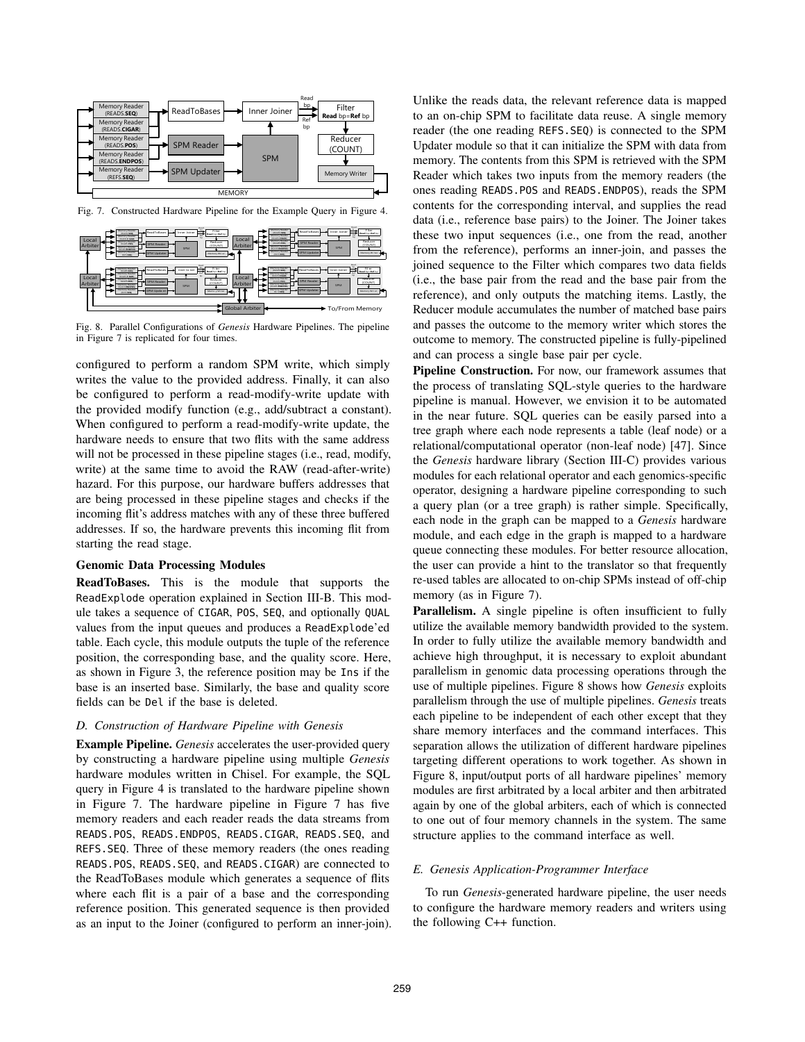Fig. 7. Constructed Hardware Pipeline for the Example Query in Figure 4.

Fig. 8. Parallel Configurations of *Genesis* Hardware Pipelines. The pipeline in Figure 7 is replicated for four times.

configured to perform a random SPM write, which simply writes the value to the provided address. Finally, it can also be configured to perform a read-modify-write update with the provided modify function (e.g., add/subtract a constant). When configured to perform a read-modify-write update, the hardware needs to ensure that two flits with the same address will not be processed in these pipeline stages (i.e., read, modify, write) at the same time to avoid the RAW (read-after-write) hazard. For this purpose, our hardware buffers addresses that are being processed in these pipeline stages and checks if the incoming flit's address matches with any of these three buffered addresses. If so, the hardware prevents this incoming flit from starting the read stage.

### Genomic Data Processing Modules

**ReadToBases.** This is the module that supports the `ReadExplode` operation explained in Section III-B. This module takes a sequence of `CIGAR`, `POS`, `SEQ`, and optionally `QUAL` values from the input queues and produces a `ReadExplode`'ed table. Each cycle, this module outputs the tuple of the reference position, the corresponding base, and the quality score. Here, as shown in Figure 3, the reference position may be `Ins` if the base is an inserted base. Similarly, the base and quality score fields can be `Del` if the base is deleted.

### D. Construction of Hardware Pipeline with Genesis

**Example Pipeline.** *Genesis* accelerates the user-provided query by constructing a hardware pipeline using multiple *Genesis* hardware modules written in Chisel. For example, the SQL query in Figure 4 is translated to the hardware pipeline shown in Figure 7. The hardware pipeline in Figure 7 has five memory readers and each reader reads the data streams from `READS.POS`, `READS.ENDPOS`, `READS.CIGAR`, `READS.SEQ`, and `REFS.SEQ`. Three of these memory readers (the ones reading `READS.POS`, `READS.SEQ`, and `READS.CIGAR`) are connected to the ReadToBases module which generates a sequence of flits where each flit is a pair of a base and the corresponding reference position. This generated sequence is then provided as an input to the Joiner (configured to perform an inner-join). Unlike the reads data, the relevant reference data is mapped to an on-chip SPM to facilitate data reuse. A single memory reader (the one reading `REFS.SEQ`) is connected to the SPM Updater module so that it can initialize the SPM with data from memory. The contents from this SPM is retrieved with the SPM Reader which takes two inputs from the memory readers (the ones reading `READS.POS` and `READS.ENDPOS`), reads the SPM contents for the corresponding interval, and supplies the read data (i.e., reference base pairs) to the Joiner. The Joiner takes these two input sequences (i.e., one from the read, another from the reference), performs an inner-join, and passes the joined sequence to the Filter which compares two data fields (i.e., the base pair from the read and the base pair from the reference), and only outputs the matching items. Lastly, the Reducer module accumulates the number of matched base pairs and passes the outcome to the memory writer which stores the outcome to memory. The constructed pipeline is fully-pipelined and can process a single base pair per cycle.

**Pipeline Construction.** For now, our framework assumes that the process of translating SQL-style queries to the hardware pipeline is manual. However, we envision it to be automated in the near future. SQL queries can be easily parsed into a tree graph where each node represents a table (leaf node) or a relational/computational operator (non-leaf node) [47]. Since the *Genesis* hardware library (Section III-C) provides various modules for each relational operator and each genomics-specific operator, designing a hardware pipeline corresponding to such a query plan (or a tree graph) is rather simple. Specifically, each node in the graph can be mapped to a *Genesis* hardware module, and each edge in the graph is mapped to a hardware queue connecting these modules. For better resource allocation, the user can provide a hint to the translator so that frequently re-used tables are allocated to on-chip SPMs instead of off-chip memory (as in Figure 7).

**Parallelism.** A single pipeline is often insufficient to fully utilize the available memory bandwidth provided to the system. In order to fully utilize the available memory bandwidth and achieve high throughput, it is necessary to exploit abundant parallelism in genomic data processing operations through the use of multiple pipelines. Figure 8 shows how *Genesis* exploits parallelism through the use of multiple pipelines. *Genesis* treats each pipeline to be independent of each other except that they share memory interfaces and the command interfaces. This separation allows the utilization of different hardware pipelines targeting different operations to work together. As shown in Figure 8, input/output ports of all hardware pipelines' memory modules are first arbitrated by a local arbiter and then arbitrated again by one of the global arbiters, each of which is connected to one out of four memory channels in the system. The same structure applies to the command interface as well.

### E. Genesis Application-Programmer Interface

To run *Genesis*-generated hardware pipeline, the user needs to configure the hardware memory readers and writers using the following C++ function.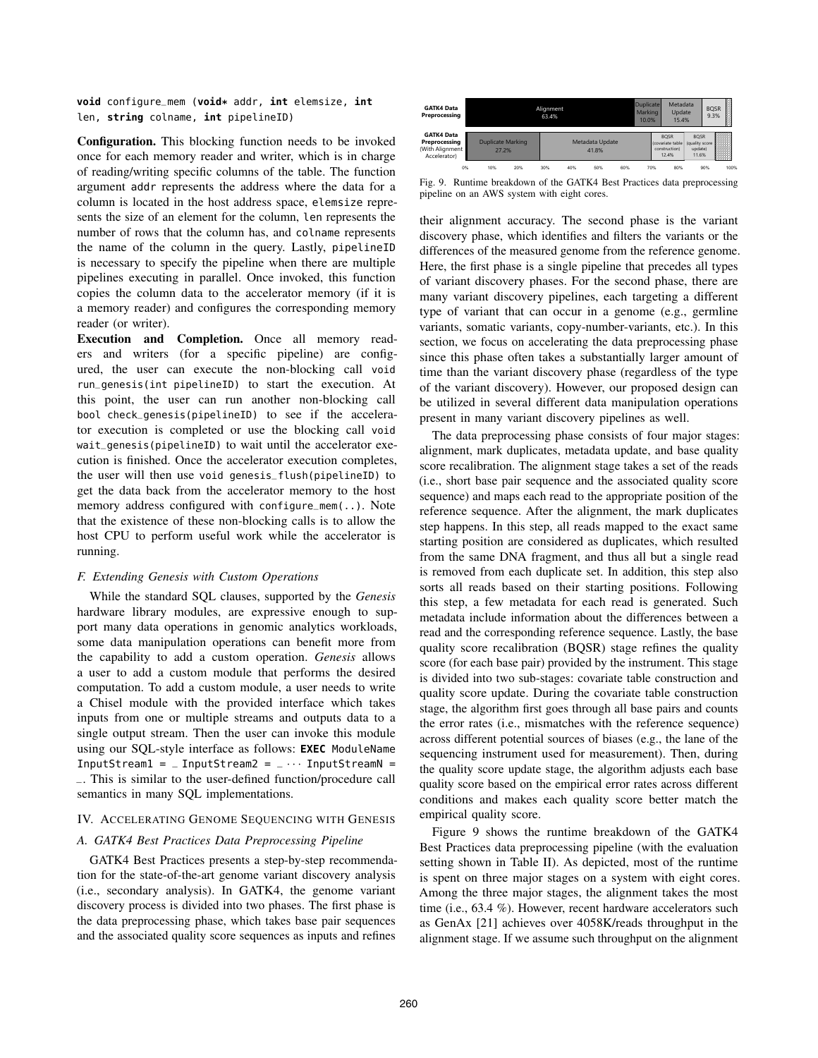```
void configure_mem (void* addr, int elemsize, int
len, string colname, int pipelineID)
```

**Configuration.** This blocking function needs to be invoked once for each memory reader and writer, which is in charge of reading/writing specific columns of the table. The function argument `addr` represents the address where the data for a column is located in the host address space, `elemsize` represents the size of an element for the column, `len` represents the number of rows that the column has, and `colname` represents the name of the column in the query. Lastly, `pipelineID` is necessary to specify the pipeline when there are multiple pipelines executing in parallel. Once invoked, this function copies the column data to the accelerator memory (if it is a memory reader) and configures the corresponding memory reader (or writer).

**Execution and Completion.** Once all memory readers and writers (for a specific pipeline) are configured, the user can execute the non-blocking call `void run_genesis(int pipelineID)` to start the execution. At this point, the user can run another non-blocking call `bool check_genesis(pipelineID)` to see if the accelerator execution is completed or use the blocking call `void wait_genesis(pipelineID)` to wait until the accelerator execution is finished. Once the accelerator execution completes, the user will then use `void genesis_flush(pipelineID)` to get the data back from the accelerator memory to the host memory address configured with `configure_mem(..)`. Note that the existence of these non-blocking calls is to allow the host CPU to perform useful work while the accelerator is running.

### F. Extending Genesis with Custom Operations

While the standard SQL clauses, supported by the *Genesis* hardware library modules, are expressive enough to support many data operations in genomic analytics workloads, some data manipulation operations can benefit more from the capability to add a custom operation. *Genesis* allows a user to add a custom module that performs the desired computation. To add a custom module, a user needs to write a Chisel module with the provided interface which takes inputs from one or multiple streams and outputs data to a single output stream. Then the user can invoke this module using our SQL-style interface as follows: **`EXEC`** `ModuleName InputStream1 = _ InputStream2 = _ ··· InputStreamN = _`. This is similar to the user-defined function/procedure call semantics in many SQL implementations.

## IV. Accelerating Genome Sequencing with Genesis

### A. GATK4 Best Practices Data Preprocessing Pipeline

GATK4 Best Practices presents a step-by-step recommendation for the state-of-the-art genome variant discovery analysis (i.e., secondary analysis). In GATK4, the genome variant discovery process is divided into two phases. The first phase is the data preprocessing phase, which takes base pair sequences and the associated quality score sequences as inputs and refines their alignment accuracy. The second phase is the variant discovery phase, which identifies and filters the variants or the differences of the measured genome from the reference genome. Here, the first phase is a single pipeline that precedes all types of variant discovery phases. For the second phase, there are many variant discovery pipelines, each targeting a different type of variant that can occur in a genome (e.g., germline variants, somatic variants, copy-number-variants, etc.). In this section, we focus on accelerating the data preprocessing phase since this phase often takes a substantially larger amount of time than the variant discovery phase (regardless of the type of the variant discovery). However, our proposed design can be utilized in several different data manipulation operations present in many variant discovery pipelines as well.

| | Alignment | Duplicate Marking | Metadata Update | BQSR (covariate table construction) | BQSR (quality score update) | BQSR |
|---|---|---|---|---|---|---|
| GATK4 Data Preprocessing | 63.4% | 10.0% | 15.4% | | | 9.3% |
| GATK4 Data Preprocessing (With Alignment Accelerator) | | 27.2% | 41.8% | 12.4% | 11.6% | |

Fig. 9. Runtime breakdown of the GATK4 Best Practices data preprocessing pipeline on an AWS system with eight cores.

The data preprocessing phase consists of four major stages: alignment, mark duplicates, metadata update, and base quality score recalibration. The alignment stage takes a set of the reads (i.e., short base pair sequence and the associated quality score sequence) and maps each read to the appropriate position of the reference sequence. After the alignment, the mark duplicates step happens. In this step, all reads mapped to the exact same starting position are considered as duplicates, which resulted from the same DNA fragment, and thus all but a single read is removed from each duplicate set. In addition, this step also sorts all reads based on their starting positions. Following this step, a few metadata for each read is generated. Such metadata include information about the differences between a read and the corresponding reference sequence. Lastly, the base quality score recalibration (BQSR) stage refines the quality score (for each base pair) provided by the instrument. This stage is divided into two sub-stages: covariate table construction and quality score update. During the covariate table construction stage, the algorithm first goes through all base pairs and counts the error rates (i.e., mismatches with the reference sequence) across different potential sources of biases (e.g., the lane of the sequencing instrument used for measurement). Then, during the quality score update stage, the algorithm adjusts each base quality score based on the empirical error rates across different conditions and makes each quality score better match the empirical quality score.

Figure 9 shows the runtime breakdown of the GATK4 Best Practices data preprocessing pipeline (with the evaluation setting shown in Table II). As depicted, most of the runtime is spent on three major stages on a system with eight cores. Among the three major stages, the alignment takes the most time (i.e., 63.4 %). However, recent hardware accelerators such as GenAx [21] achieves over 4058K/reads throughput in the alignment stage. If we assume such throughput on the alignment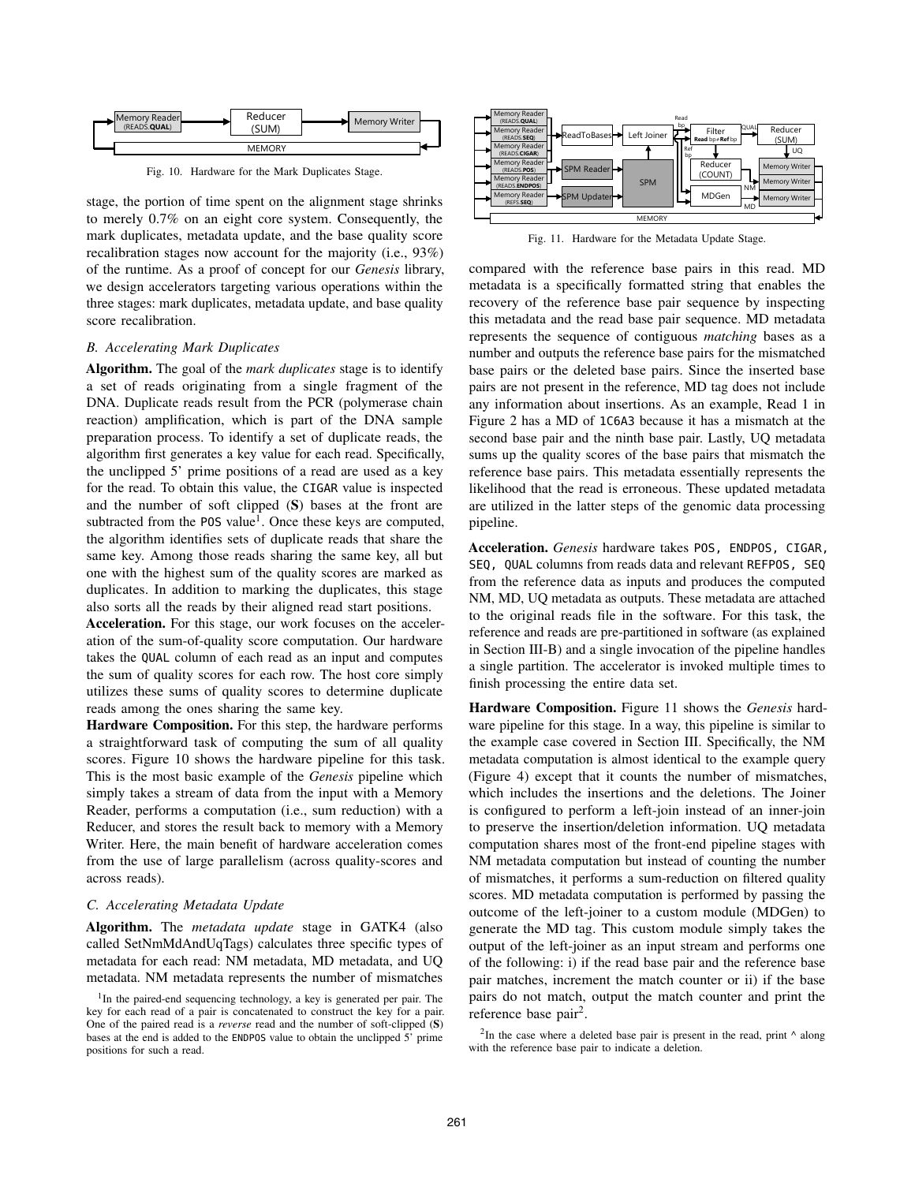Fig. 10. Hardware for the Mark Duplicates Stage.

stage, the portion of time spent on the alignment stage shrinks to merely 0.7% on an eight core system. Consequently, the mark duplicates, metadata update, and the base quality score recalibration stages now account for the majority (i.e., 93%) of the runtime. As a proof of concept for our *Genesis* library, we design accelerators targeting various operations within the three stages: mark duplicates, metadata update, and base quality score recalibration.

### *B. Accelerating Mark Duplicates*

**Algorithm.** The goal of the *mark duplicates* stage is to identify a set of reads originating from a single fragment of the DNA. Duplicate reads result from the PCR (polymerase chain reaction) amplification, which is part of the DNA sample preparation process. To identify a set of duplicate reads, the algorithm first generates a key value for each read. Specifically, the unclipped 5' prime positions of a read are used as a key for the read. To obtain this value, the `CIGAR` value is inspected and the number of soft clipped (**S**) bases at the front are subtracted from the `POS` value[1]. Once these keys are computed, the algorithm identifies sets of duplicate reads that share the same key. Among those reads sharing the same key, all but one with the highest sum of the quality scores are marked as duplicates. In addition to marking the duplicates, this stage also sorts all the reads by their aligned read start positions.

**Acceleration.** For this stage, our work focuses on the acceleration of the sum-of-quality score computation. Our hardware takes the `QUAL` column of each read as an input and computes the sum of quality scores for each row. The host core simply utilizes these sums of quality scores to determine duplicate reads among the ones sharing the same key.

**Hardware Composition.** For this step, the hardware performs a straightforward task of computing the sum of all quality scores. Figure 10 shows the hardware pipeline for this task. This is the most basic example of the *Genesis* pipeline which simply takes a stream of data from the input with a Memory Reader, performs a computation (i.e., sum reduction) with a Reducer, and stores the result back to memory with a Memory Writer. Here, the main benefit of hardware acceleration comes from the use of large parallelism (across quality-scores and across reads).

### *C. Accelerating Metadata Update*

**Algorithm.** The *metadata update* stage in GATK4 (also called SetNmMdAndUqTags) calculates three specific types of metadata for each read: NM metadata, MD metadata, and UQ metadata. NM metadata represents the number of mismatches compared with the reference base pairs in this read. MD metadata is a specifically formatted string that enables the recovery of the reference base pair sequence by inspecting this metadata and the read base pair sequence. MD metadata represents the sequence of contiguous *matching* bases as a number and outputs the reference base pairs for the mismatched base pairs or the deleted base pairs. Since the inserted base pairs are not present in the reference, MD tag does not include any information about insertions. As an example, Read 1 in Figure 2 has a MD of `1C6A3` because it has a mismatch at the second base pair and the ninth base pair. Lastly, UQ metadata sums up the quality scores of the base pairs that mismatch the reference base pairs. This metadata essentially represents the likelihood that the read is erroneous. These updated metadata are utilized in the latter steps of the genomic data processing pipeline.

[1]In the paired-end sequencing technology, a key is generated per pair. The key for each read of a pair is concatenated to construct the key for a pair. One of the paired read is a *reverse* read and the number of soft-clipped (**S**) bases at the end is added to the `ENDPOS` value to obtain the unclipped 5' prime positions for such a read.

Fig. 11. Hardware for the Metadata Update Stage.

**Acceleration.** *Genesis* hardware takes `POS, ENDPOS, CIGAR, SEQ, QUAL` columns from reads data and relevant `REFPOS, SEQ` from the reference data as inputs and produces the computed NM, MD, UQ metadata as outputs. These metadata are attached to the original reads file in the software. For this task, the reference and reads are pre-partitioned in software (as explained in Section III-B) and a single invocation of the pipeline handles a single partition. The accelerator is invoked multiple times to finish processing the entire data set.

**Hardware Composition.** Figure 11 shows the *Genesis* hardware pipeline for this stage. In a way, this pipeline is similar to the example case covered in Section III. Specifically, the NM metadata computation is almost identical to the example query (Figure 4) except that it counts the number of mismatches, which includes the insertions and the deletions. The Joiner is configured to perform a left-join instead of an inner-join to preserve the insertion/deletion information. UQ metadata computation shares most of the front-end pipeline stages with NM metadata computation but instead of counting the number of mismatches, it performs a sum-reduction on filtered quality scores. MD metadata computation is performed by passing the outcome of the left-joiner to a custom module (MDGen) to generate the MD tag. This custom module simply takes the output of the left-joiner as an input stream and performs one of the following: i) if the read base pair and the reference base pair matches, increment the match counter or ii) if the base pairs do not match, output the match counter and print the reference base pair[2].

[2]In the case where a deleted base pair is present in the read, print ^ along with the reference base pair to indicate a deletion.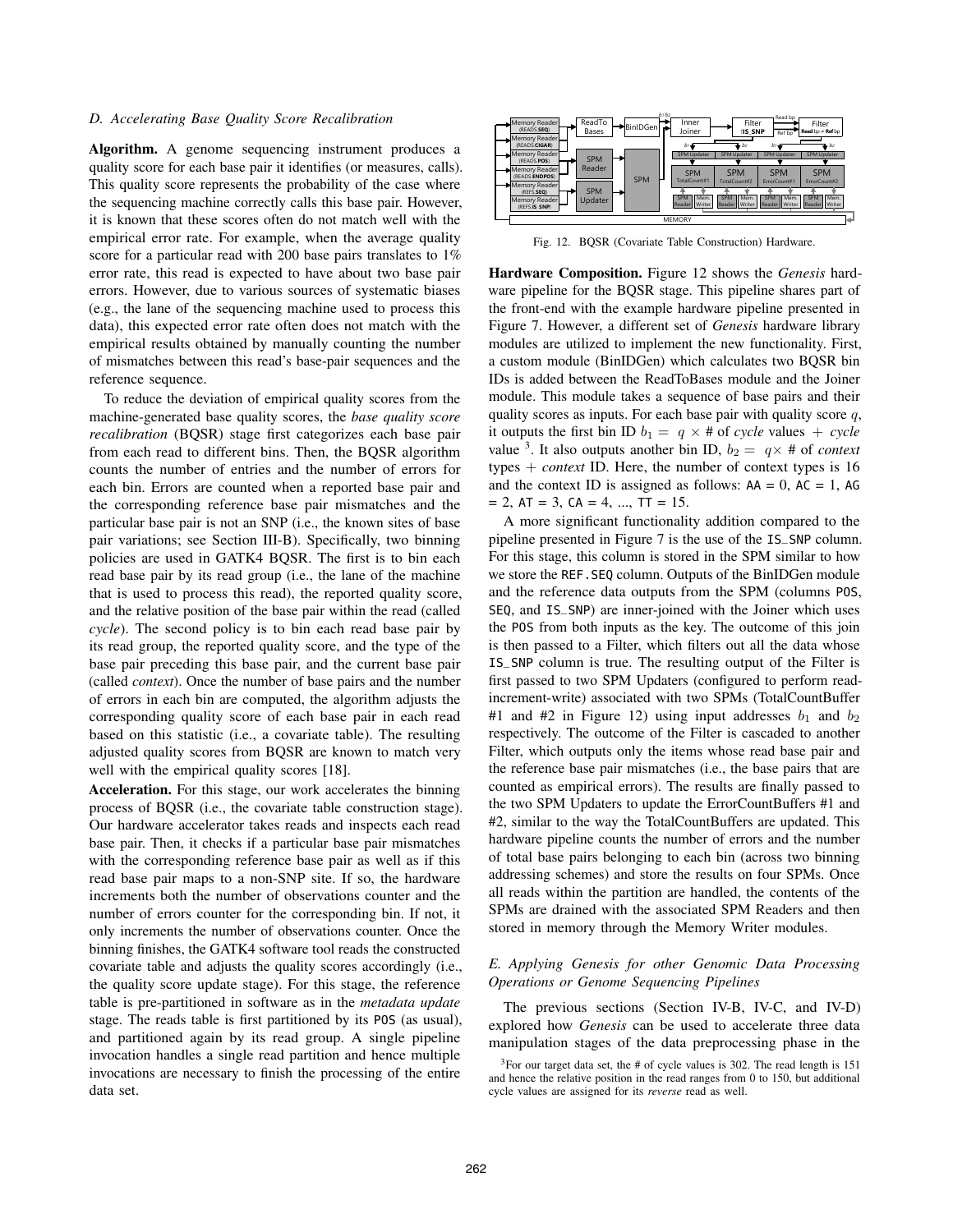### D. Accelerating Base Quality Score Recalibration

**Algorithm.** A genome sequencing instrument produces a quality score for each base pair it identifies (or measures, calls). This quality score represents the probability of the case where the sequencing machine correctly calls this base pair. However, it is known that these scores often do not match well with the empirical error rate. For example, when the average quality score for a particular read with 200 base pairs translates to 1% error rate, this read is expected to have about two base pair errors. However, due to various sources of systematic biases (e.g., the lane of the sequencing machine used to process this data), this expected error rate often does not match with the empirical results obtained by manually counting the number of mismatches between this read's base-pair sequences and the reference sequence.

To reduce the deviation of empirical quality scores from the machine-generated base quality scores, the *base quality score recalibration* (BQSR) stage first categorizes each base pair from each read to different bins. Then, the BQSR algorithm counts the number of entries and the number of errors for each bin. Errors are counted when a reported base pair and the corresponding reference base pair mismatches and the particular base pair is not an SNP (i.e., the known sites of base pair variations; see Section III-B). Specifically, two binning policies are used in GATK4 BQSR. The first is to bin each read base pair by its read group (i.e., the lane of the machine that is used to process this read), the reported quality score, and the relative position of the base pair within the read (called *cycle*). The second policy is to bin each read base pair by its read group, the reported quality score, and the type of the base pair preceding this base pair, and the current base pair (called *context*). Once the number of base pairs and the number of errors in each bin are computed, the algorithm adjusts the corresponding quality score of each base pair in each read based on this statistic (i.e., a covariate table). The resulting adjusted quality scores from BQSR are known to match very well with the empirical quality scores [18].

**Acceleration.** For this stage, our work accelerates the binning process of BQSR (i.e., the covariate table construction stage). Our hardware accelerator takes reads and inspects each read base pair. Then, it checks if a particular base pair mismatches with the corresponding reference base pair as well as if this read base pair maps to a non-SNP site. If so, the hardware increments both the number of observations counter and the number of errors counter for the corresponding bin. If not, it only increments the number of observations counter. Once the binning finishes, the GATK4 software tool reads the constructed covariate table and adjusts the quality scores accordingly (i.e., the quality score update stage). For this stage, the reference table is pre-partitioned in software as in the *metadata update* stage. The reads table is first partitioned by its POS (as usual), and partitioned again by its read group. A single pipeline invocation handles a single read partition and hence multiple invocations are necessary to finish the processing of the entire data set.

Fig. 12. BQSR (Covariate Table Construction) Hardware.

**Hardware Composition.** Figure 12 shows the *Genesis* hardware pipeline for the BQSR stage. This pipeline shares part of the front-end with the example hardware pipeline presented in Figure 7. However, a different set of *Genesis* hardware library modules are utilized to implement the new functionality. First, a custom module (BinIDGen) which calculates two BQSR bin IDs is added between the ReadToBases module and the Joiner module. This module takes a sequence of base pairs and their quality scores as inputs. For each base pair with quality score $q$, it outputs the first bin ID $b_1 = q \times$ # of *cycle* values + *cycle* value [3]. It also outputs another bin ID, $b_2 = q \times$ # of *context* types + *context* ID. Here, the number of context types is 16 and the context ID is assigned as follows: AA = 0, AC = 1, AG = 2, AT = 3, CA = 4, ..., TT = 15.

A more significant functionality addition compared to the pipeline presented in Figure 7 is the use of the IS_SNP column. For this stage, this column is stored in the SPM similar to how we store the REF.SEQ column. Outputs of the BinIDGen module and the reference data outputs from the SPM (columns POS, SEQ, and IS_SNP) are inner-joined with the Joiner which uses the POS from both inputs as the key. The outcome of this join is then passed to a Filter, which filters out all the data whose IS_SNP column is true. The resulting output of the Filter is first passed to two SPM Updaters (configured to perform read-increment-write) associated with two SPMs (TotalCountBuffer #1 and #2 in Figure 12) using input addresses $b_1$ and $b_2$ respectively. The outcome of the Filter is cascaded to another Filter, which outputs only the items whose read base pair and the reference base pair mismatches (i.e., the base pairs that are counted as empirical errors). The results are finally passed to the two SPM Updaters to update the ErrorCountBuffers #1 and #2, similar to the way the TotalCountBuffers are updated. This hardware pipeline counts the number of errors and the number of total base pairs belonging to each bin (across two binning addressing schemes) and store the results on four SPMs. Once all reads within the partition are handled, the contents of the SPMs are drained with the associated SPM Readers and then stored in memory through the Memory Writer modules.

### E. Applying Genesis for other Genomic Data Processing Operations or Genome Sequencing Pipelines

The previous sections (Section IV-B, IV-C, and IV-D) explored how *Genesis* can be used to accelerate three data manipulation stages of the data preprocessing phase in the

[3] For our target data set, the # of cycle values is 302. The read length is 151 and hence the relative position in the read ranges from 0 to 150, but additional cycle values are assigned for its *reverse* read as well.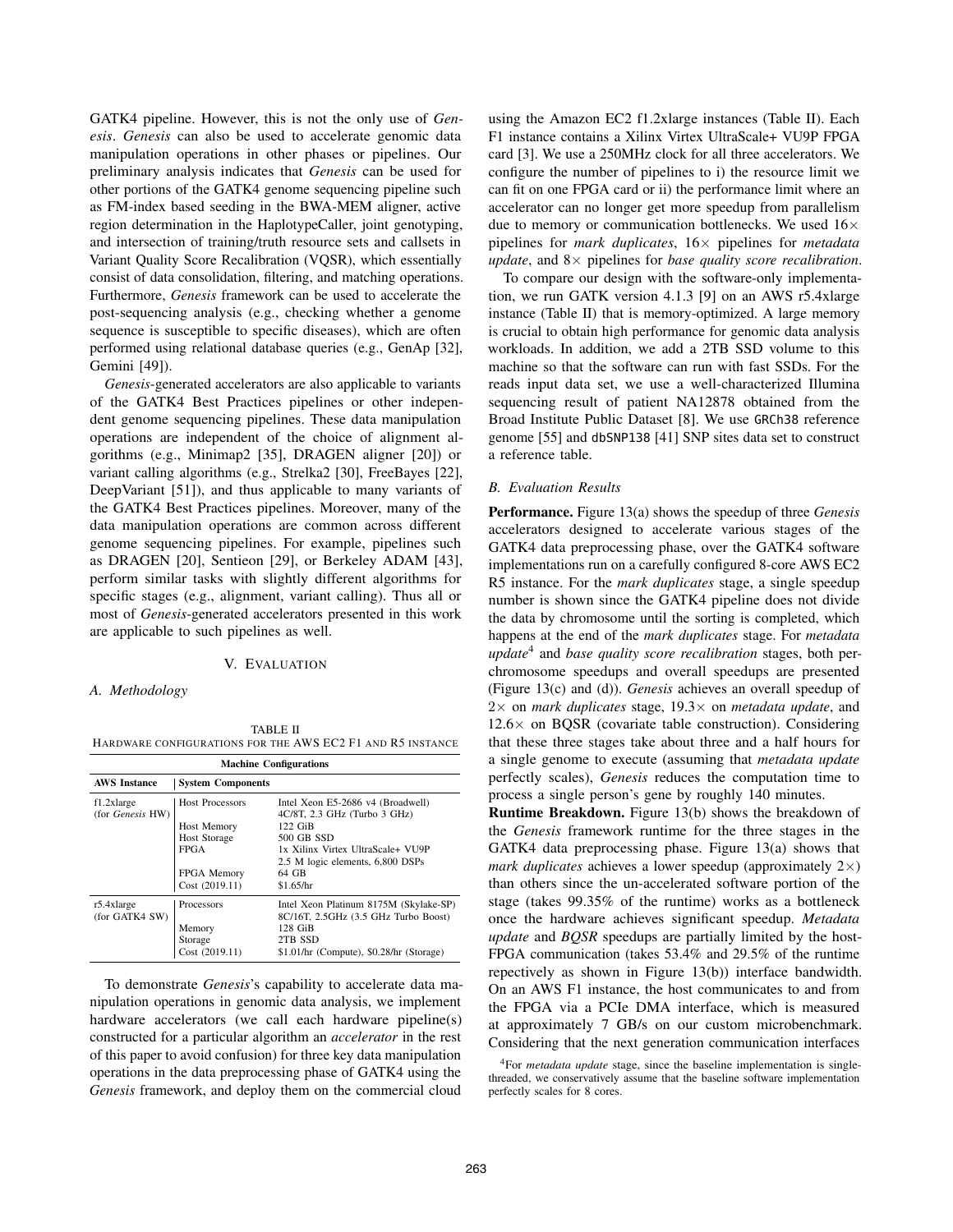GATK4 pipeline. However, this is not the only use of *Genesis*. *Genesis* can also be used to accelerate genomic data manipulation operations in other phases or pipelines. Our preliminary analysis indicates that *Genesis* can be used for other portions of the GATK4 genome sequencing pipeline such as FM-index based seeding in the BWA-MEM aligner, active region determination in the HaplotypeCaller, joint genotyping, and intersection of training/truth resource sets and callsets in Variant Quality Score Recalibration (VQSR), which essentially consist of data consolidation, filtering, and matching operations. Furthermore, *Genesis* framework can be used to accelerate the post-sequencing analysis (e.g., checking whether a genome sequence is susceptible to specific diseases), which are often performed using relational database queries (e.g., GenAp [32], Gemini [49]).

*Genesis*-generated accelerators are also applicable to variants of the GATK4 Best Practices pipelines or other independent genome sequencing pipelines. These data manipulation operations are independent of the choice of alignment algorithms (e.g., Minimap2 [35], DRAGEN aligner [20]) or variant calling algorithms (e.g., Strelka2 [30], FreeBayes [22], DeepVariant [51]), and thus applicable to many variants of the GATK4 Best Practices pipelines. Moreover, many of the data manipulation operations are common across different genome sequencing pipelines. For example, pipelines such as DRAGEN [20], Sentieon [29], or Berkeley ADAM [43], perform similar tasks with slightly different algorithms for specific stages (e.g., alignment, variant calling). Thus all or most of *Genesis*-generated accelerators presented in this work are applicable to such pipelines as well.

## V. Evaluation

### A. Methodology

TABLE II
HARDWARE CONFIGURATIONS FOR THE AWS EC2 F1 AND R5 INSTANCE

| Machine Configurations | | |
|---|---|---|
| **AWS Instance** | **System Components** | |
| f1.2xlarge (for *Genesis* HW) | Host Processors | Intel Xeon E5-2686 v4 (Broadwell) 4C/8T, 2.3 GHz (Turbo 3 GHz) |
| | Host Memory | 122 GiB |
| | Host Storage | 500 GB SSD |
| | FPGA | 1x Xilinx Virtex UltraScale+ VU9P 2.5 M logic elements, 6,800 DSPs |
| | FPGA Memory | 64 GB |
| | Cost (2019.11) | \$1.65/hr |
| r5.4xlarge (for GATK4 SW) | Processors | Intel Xeon Platinum 8175M (Skylake-SP) 8C/16T, 2.5GHz (3.5 GHz Turbo Boost) |
| | Memory | 128 GiB |
| | Storage | 2TB SSD |
| | Cost (2019.11) | \$1.01/hr (Compute), \$0.28/hr (Storage) |

To demonstrate *Genesis*'s capability to accelerate data manipulation operations in genomic data analysis, we implement hardware accelerators (we call each hardware pipeline(s) constructed for a particular algorithm an *accelerator* in the rest of this paper to avoid confusion) for three key data manipulation operations in the data preprocessing phase of GATK4 using the *Genesis* framework, and deploy them on the commercial cloud using the Amazon EC2 f1.2xlarge instances (Table II). Each F1 instance contains a Xilinx Virtex UltraScale+ VU9P FPGA card [3]. We use a 250MHz clock for all three accelerators. We configure the number of pipelines to i) the resource limit we can fit on one FPGA card or ii) the performance limit where an accelerator can no longer get more speedup from parallelism due to memory or communication bottlenecks. We used 16× pipelines for *mark duplicates*, 16× pipelines for *metadata update*, and 8× pipelines for *base quality score recalibration*.

To compare our design with the software-only implementation, we run GATK version 4.1.3 [9] on an AWS r5.4xlarge instance (Table II) that is memory-optimized. A large memory is crucial to obtain high performance for genomic data analysis workloads. In addition, we add a 2TB SSD volume to this machine so that the software can run with fast SSDs. For the reads input data set, we use a well-characterized Illumina sequencing result of patient NA12878 obtained from the Broad Institute Public Dataset [8]. We use `GRCh38` reference genome [55] and `dbSNP138` [41] SNP sites data set to construct a reference table.

### B. Evaluation Results

**Performance.** Figure 13(a) shows the speedup of three *Genesis* accelerators designed to accelerate various stages of the GATK4 data preprocessing phase, over the GATK4 software implementations run on a carefully configured 8-core AWS EC2 R5 instance. For the *mark duplicates* stage, a single speedup number is shown since the GATK4 pipeline does not divide the data by chromosome until the sorting is completed, which happens at the end of the *mark duplicates* stage. For *metadata update*[4] and *base quality score recalibration* stages, both per-chromosome speedups and overall speedups are presented (Figure 13(c) and (d)). *Genesis* achieves an overall speedup of 2× on *mark duplicates* stage, 19.3× on *metadata update*, and 12.6× on BQSR (covariate table construction). Considering that these three stages take about three and a half hours for a single genome to execute (assuming that *metadata update* perfectly scales), *Genesis* reduces the computation time to process a single person's gene by roughly 140 minutes.

**Runtime Breakdown.** Figure 13(b) shows the breakdown of the *Genesis* framework runtime for the three stages in the GATK4 data preprocessing phase. Figure 13(a) shows that *mark duplicates* achieves a lower speedup (approximately 2×) than others since the un-accelerated software portion of the stage (takes 99.35% of the runtime) works as a bottleneck once the hardware achieves significant speedup. *Metadata update* and *BQSR* speedups are partially limited by the host-FPGA communication (takes 53.4% and 29.5% of the runtime repectively as shown in Figure 13(b)) interface bandwidth. On an AWS F1 instance, the host communicates to and from the FPGA via a PCIe DMA interface, which is measured at approximately 7 GB/s on our custom microbenchmark. Considering that the next generation communication interfaces

[4] For *metadata update* stage, since the baseline implementation is single-threaded, we conservatively assume that the baseline software implementation perfectly scales for 8 cores.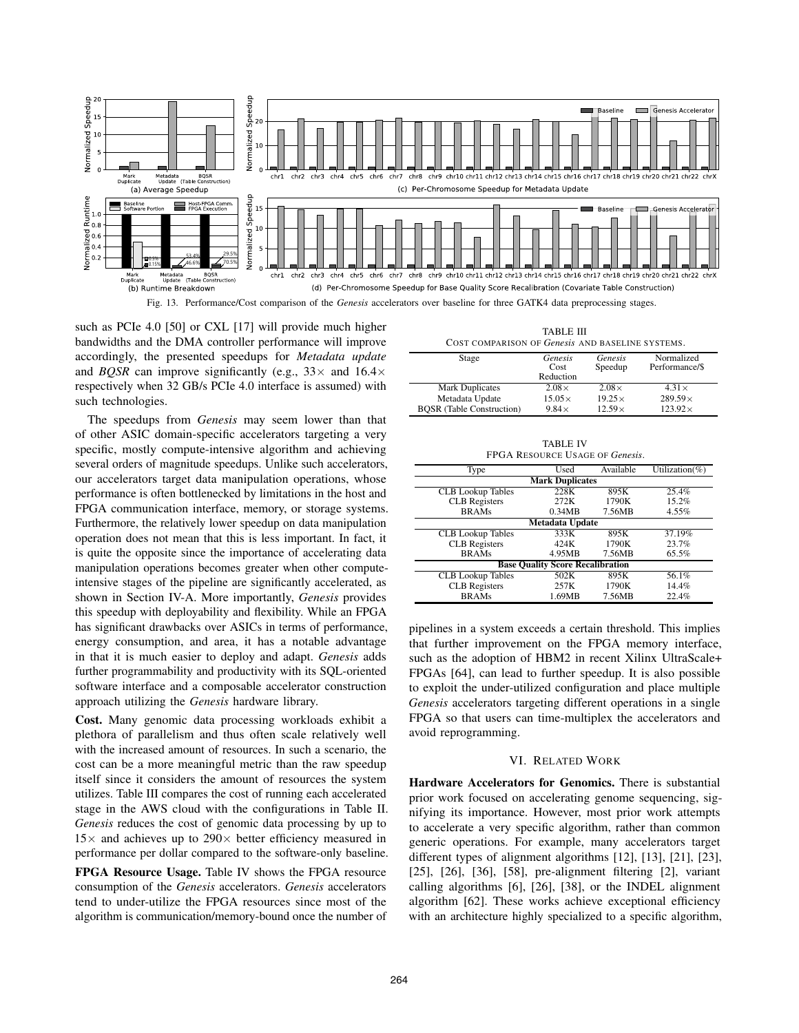Fig. 13. Performance/Cost comparison of the *Genesis* accelerators over baseline for three GATK4 data preprocessing stages.

such as PCIe 4.0 [50] or CXL [17] will provide much higher bandwidths and the DMA controller performance will improve accordingly, the presented speedups for *Metadata update* and *BQSR* can improve significantly (e.g., 33× and 16.4× respectively when 32 GB/s PCIe 4.0 interface is assumed) with such technologies.

The speedups from *Genesis* may seem lower than that of other ASIC domain-specific accelerators targeting a very specific, mostly compute-intensive algorithm and achieving several orders of magnitude speedups. Unlike such accelerators, our accelerators target data manipulation operations, whose performance is often bottlenecked by limitations in the host and FPGA communication interface, memory, or storage systems. Furthermore, the relatively lower speedup on data manipulation operation does not mean that this is less important. In fact, it is quite the opposite since the importance of accelerating data manipulation operations becomes greater when other compute-intensive stages of the pipeline are significantly accelerated, as shown in Section IV-A. More importantly, *Genesis* provides this speedup with deployability and flexibility. While an FPGA has significant drawbacks over ASICs in terms of performance, energy consumption, and area, it has a notable advantage in that it is much easier to deploy and adapt. *Genesis* adds further programmability and productivity with its SQL-oriented software interface and a composable accelerator construction approach utilizing the *Genesis* hardware library.

**Cost.** Many genomic data processing workloads exhibit a plethora of parallelism and thus often scale relatively well with the increased amount of resources. In such a scenario, the cost can be a more meaningful metric than the raw speedup itself since it considers the amount of resources the system utilizes. Table III compares the cost of running each accelerated stage in the AWS cloud with the configurations in Table II. *Genesis* reduces the cost of genomic data processing by up to 15× and achieves up to 290× better efficiency measured in performance per dollar compared to the software-only baseline.

**FPGA Resource Usage.** Table IV shows the FPGA resource consumption of the *Genesis* accelerators. *Genesis* accelerators tend to under-utilize the FPGA resources since most of the algorithm is communication/memory-bound once the number of pipelines in a system exceeds a certain threshold. This implies that further improvement on the FPGA memory interface, such as the adoption of HBM2 in recent Xilinx UltraScale+ FPGAs [64], can lead to further speedup. It is also possible to exploit the under-utilized configuration and place multiple *Genesis* accelerators targeting different operations in a single FPGA so that users can time-multiplex the accelerators and avoid reprogramming.

TABLE III
COST COMPARISON OF *GENESIS* AND BASELINE SYSTEMS.

| Stage | *Genesis* Cost Reduction | *Genesis* Speedup | Normalized Performance/$ |
|---|---|---|---|
| Mark Duplicates | 2.08× | 2.08× | 4.31× |
| Metadata Update | 15.05× | 19.25× | 289.59× |
| BQSR (Table Construction) | 9.84× | 12.59× | 123.92× |

TABLE IV
FPGA RESOURCE USAGE OF *GENESIS*.

| Type | Used | Available | Utilization(%) |
|---|---|---|---|
| **Mark Duplicates** | | | |
| CLB Lookup Tables | 228K | 895K | 25.4% |
| CLB Registers | 272K | 1790K | 15.2% |
| BRAMs | 0.34MB | 7.56MB | 4.55% |
| **Metadata Update** | | | |
| CLB Lookup Tables | 333K | 895K | 37.19% |
| CLB Registers | 424K | 1790K | 23.7% |
| BRAMs | 4.95MB | 7.56MB | 65.5% |
| **Base Quality Score Recalibration** | | | |
| CLB Lookup Tables | 502K | 895K | 56.1% |
| CLB Registers | 257K | 1790K | 14.4% |
| BRAMs | 1.69MB | 7.56MB | 22.4% |

## VI. RELATED WORK

**Hardware Accelerators for Genomics.** There is substantial prior work focused on accelerating genome sequencing, signifying its importance. However, most prior work attempts to accelerate a very specific algorithm, rather than common generic operations. For example, many accelerators target different types of alignment algorithms [12], [13], [21], [23], [25], [26], [36], [58], pre-alignment filtering [2], variant calling algorithms [6], [26], [38], or the INDEL alignment algorithm [62]. These works achieve exceptional efficiency with an architecture highly specialized to a specific algorithm,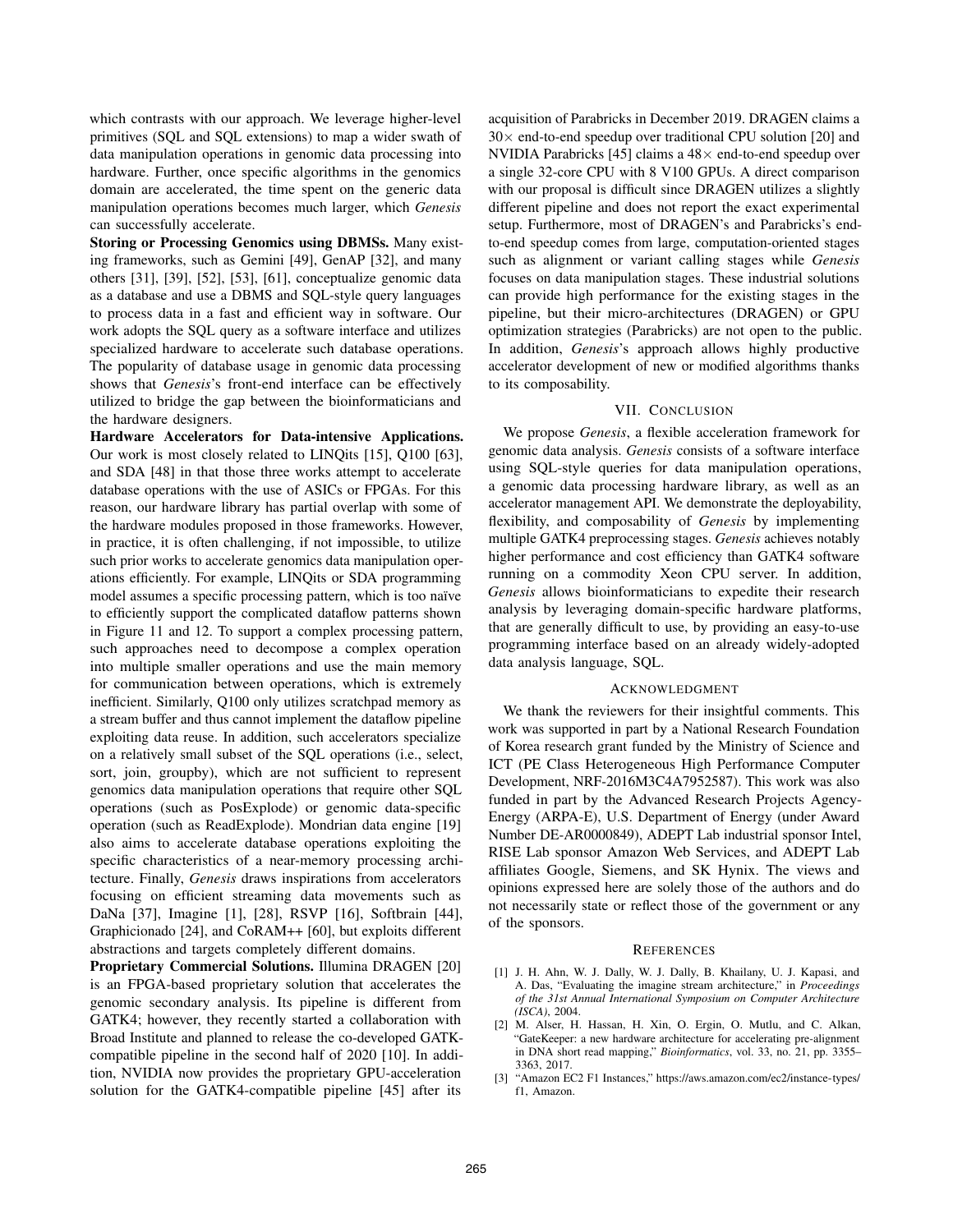which contrasts with our approach. We leverage higher-level primitives (SQL and SQL extensions) to map a wider swath of data manipulation operations in genomic data processing into hardware. Further, once specific algorithms in the genomics domain are accelerated, the time spent on the generic data manipulation operations becomes much larger, which *Genesis* can successfully accelerate.

**Storing or Processing Genomics using DBMSs.** Many existing frameworks, such as Gemini [49], GenAP [32], and many others [31], [39], [52], [53], [61], conceptualize genomic data as a database and use a DBMS and SQL-style query languages to process data in a fast and efficient way in software. Our work adopts the SQL query as a software interface and utilizes specialized hardware to accelerate such database operations. The popularity of database usage in genomic data processing shows that *Genesis*'s front-end interface can be effectively utilized to bridge the gap between the bioinformaticians and the hardware designers.

**Hardware Accelerators for Data-intensive Applications.** Our work is most closely related to LINQits [15], Q100 [63], and SDA [48] in that those three works attempt to accelerate database operations with the use of ASICs or FPGAs. For this reason, our hardware library has partial overlap with some of the hardware modules proposed in those frameworks. However, in practice, it is often challenging, if not impossible, to utilize such prior works to accelerate genomics data manipulation operations efficiently. For example, LINQits or SDA programming model assumes a specific processing pattern, which is too naïve to efficiently support the complicated dataflow patterns shown in Figure 11 and 12. To support a complex processing pattern, such approaches need to decompose a complex operation into multiple smaller operations and use the main memory for communication between operations, which is extremely inefficient. Similarly, Q100 only utilizes scratchpad memory as a stream buffer and thus cannot implement the dataflow pipeline exploiting data reuse. In addition, such accelerators specialize on a relatively small subset of the SQL operations (i.e., select, sort, join, groupby), which are not sufficient to represent genomics data manipulation operations that require other SQL operations (such as PosExplode) or genomic data-specific operation (such as ReadExplode). Mondrian data engine [19] also aims to accelerate database operations exploiting the specific characteristics of a near-memory processing architecture. Finally, *Genesis* draws inspirations from accelerators focusing on efficient streaming data movements such as DaNa [37], Imagine [1], [28], RSVP [16], Softbrain [44], Graphicionado [24], and CoRAM++ [60], but exploits different abstractions and targets completely different domains.

**Proprietary Commercial Solutions.** Illumina DRAGEN [20] is an FPGA-based proprietary solution that accelerates the genomic secondary analysis. Its pipeline is different from GATK4; however, they recently started a collaboration with Broad Institute and planned to release the co-developed GATK-compatible pipeline in the second half of 2020 [10]. In addition, NVIDIA now provides the proprietary GPU-acceleration solution for the GATK4-compatible pipeline [45] after its acquisition of Parabricks in December 2019. DRAGEN claims a $30\times$ end-to-end speedup over traditional CPU solution [20] and NVIDIA Parabricks [45] claims a $48\times$ end-to-end speedup over a single 32-core CPU with 8 V100 GPUs. A direct comparison with our proposal is difficult since DRAGEN utilizes a slightly different pipeline and does not report the exact experimental setup. Furthermore, most of DRAGEN's and Parabricks's end-to-end speedup comes from large, computation-oriented stages such as alignment or variant calling stages while *Genesis* focuses on data manipulation stages. These industrial solutions can provide high performance for the existing stages in the pipeline, but their micro-architectures (DRAGEN) or GPU optimization strategies (Parabricks) are not open to the public. In addition, *Genesis*'s approach allows highly productive accelerator development of new or modified algorithms thanks to its composability.

## VII. Conclusion

We propose *Genesis*, a flexible acceleration framework for genomic data analysis. *Genesis* consists of a software interface using SQL-style queries for data manipulation operations, a genomic data processing hardware library, as well as an accelerator management API. We demonstrate the deployability, flexibility, and composability of *Genesis* by implementing multiple GATK4 preprocessing stages. *Genesis* achieves notably higher performance and cost efficiency than GATK4 software running on a commodity Xeon CPU server. In addition, *Genesis* allows bioinformaticians to expedite their research analysis by leveraging domain-specific hardware platforms, that are generally difficult to use, by providing an easy-to-use programming interface based on an already widely-adopted data analysis language, SQL.

## Acknowledgment

We thank the reviewers for their insightful comments. This work was supported in part by a National Research Foundation of Korea research grant funded by the Ministry of Science and ICT (PE Class Heterogeneous High Performance Computer Development, NRF-2016M3C4A7952587). This work was also funded in part by the Advanced Research Projects Agency-Energy (ARPA-E), U.S. Department of Energy (under Award Number DE-AR0000849), ADEPT Lab industrial sponsor Intel, RISE Lab sponsor Amazon Web Services, and ADEPT Lab affiliates Google, Siemens, and SK Hynix. The views and opinions expressed here are solely those of the authors and do not necessarily state or reflect those of the government or any of the sponsors.

## References

[1] J. H. Ahn, W. J. Dally, W. J. Dally, B. Khailany, U. J. Kapasi, and A. Das, "Evaluating the imagine stream architecture," in *Proceedings of the 31st Annual International Symposium on Computer Architecture (ISCA)*, 2004.

[2] M. Alser, H. Hassan, H. Xin, O. Ergin, O. Mutlu, and C. Alkan, "GateKeeper: a new hardware architecture for accelerating pre-alignment in DNA short read mapping," *Bioinformatics*, vol. 33, no. 21, pp. 3355–3363, 2017.

[3] "Amazon EC2 F1 Instances," https://aws.amazon.com/ec2/instance-types/f1, Amazon.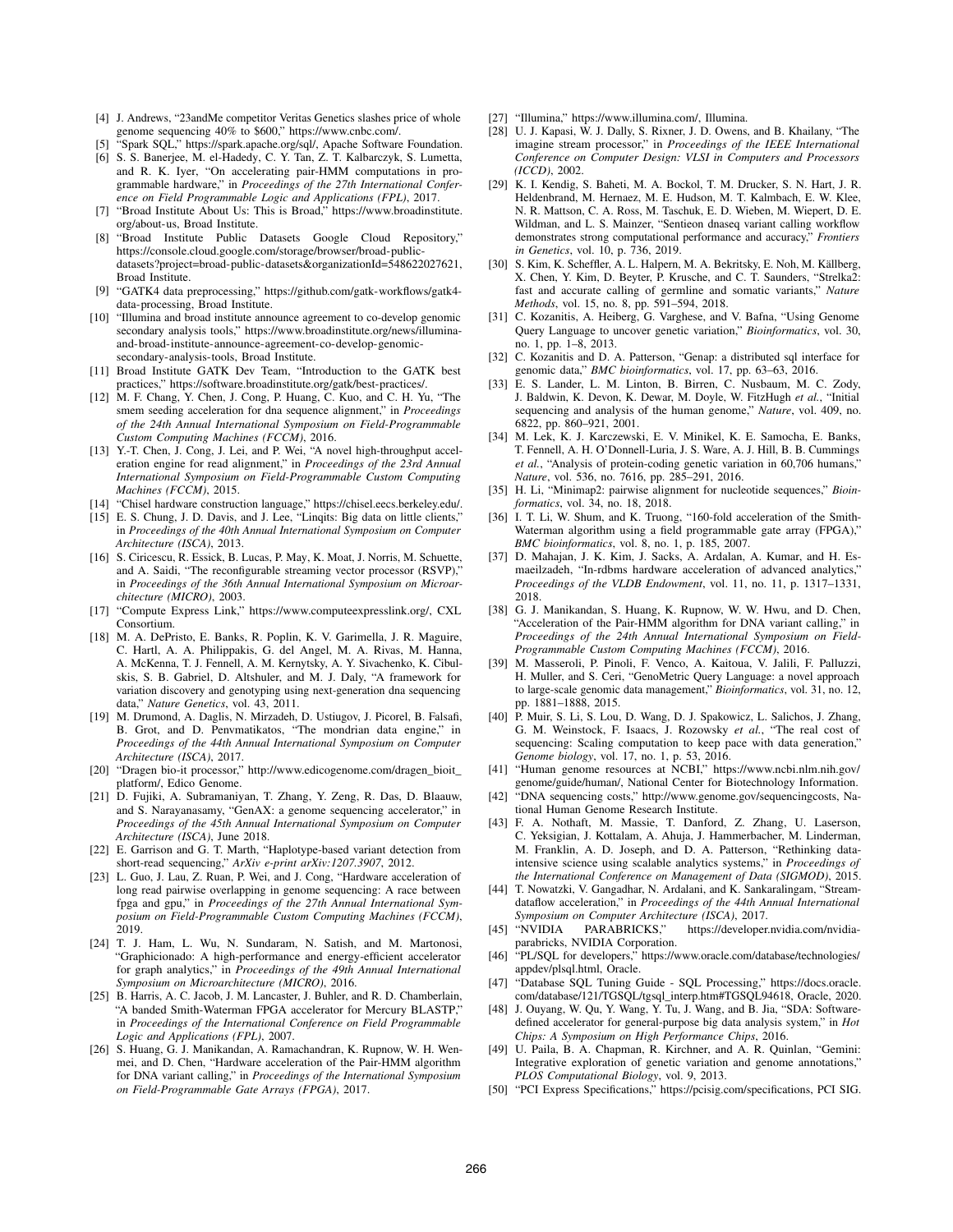[4] J. Andrews, "23andMe competitor Veritas Genetics slashes price of whole genome sequencing 40% to $600," https://www.cnbc.com/.

[5] "Spark SQL," https://spark.apache.org/sql/, Apache Software Foundation.

[6] S. S. Banerjee, M. el-Hadedy, C. Y. Tan, Z. T. Kalbarczyk, S. Lumetta, and R. K. Iyer, "On accelerating pair-HMM computations in programmable hardware," in *Proceedings of the 27th International Conference on Field Programmable Logic and Applications (FPL)*, 2017.

[7] "Broad Institute About Us: This is Broad," https://www.broadinstitute.org/about-us, Broad Institute.

[8] "Broad Institute Public Datasets Google Cloud Repository," https://console.cloud.google.com/storage/browser/broad-public-datasets?project=broad-public-datasets&organizationId=548622027621, Broad Institute.

[9] "GATK4 data preprocessing," https://github.com/gatk-workflows/gatk4-data-processing, Broad Institute.

[10] "Illumina and broad institute announce agreement to co-develop genomic secondary analysis tools," https://www.broadinstitute.org/news/illumina-and-broad-institute-announce-agreement-co-develop-genomic-secondary-analysis-tools, Broad Institute.

[11] Broad Institute GATK Dev Team, "Introduction to the GATK best practices," https://software.broadinstitute.org/gatk/best-practices/.

[12] M. F. Chang, Y. Chen, J. Cong, P. Huang, C. Kuo, and C. H. Yu, "The smem seeding acceleration for dna sequence alignment," in *Proceedings of the 24th Annual International Symposium on Field-Programmable Custom Computing Machines (FCCM)*, 2016.

[13] Y.-T. Chen, J. Cong, J. Lei, and P. Wei, "A novel high-throughput acceleration engine for read alignment," in *Proceedings of the 23rd Annual International Symposium on Field-Programmable Custom Computing Machines (FCCM)*, 2015.

[14] "Chisel hardware construction language," https://chisel.eecs.berkeley.edu/.

[15] E. S. Chung, J. D. Davis, and J. Lee, "Linqits: Big data on little clients," in *Proceedings of the 40th Annual International Symposium on Computer Architecture (ISCA)*, 2013.

[16] S. Ciricescu, R. Essick, B. Lucas, P. May, K. Moat, J. Norris, M. Schuette, and A. Saidi, "The reconfigurable streaming vector processor (RSVP)," in *Proceedings of the 36th Annual International Symposium on Microarchitecture (MICRO)*, 2003.

[17] "Compute Express Link," https://www.computeexpresslink.org/, CXL Consortium.

[18] M. A. DePristo, E. Banks, R. Poplin, K. V. Garimella, J. R. Maguire, C. Hartl, A. A. Philippakis, G. del Angel, M. A. Rivas, M. Hanna, A. McKenna, T. J. Fennell, A. M. Kernytsky, A. Y. Sivachenko, K. Cibulskis, S. B. Gabriel, D. Altshuler, and M. J. Daly, "A framework for variation discovery and genotyping using next-generation dna sequencing data," *Nature Genetics*, vol. 43, 2011.

[19] M. Drumond, A. Daglis, N. Mirzadeh, D. Ustiugov, J. Picorel, B. Falsafi, B. Grot, and D. Penvmatikatos, "The mondrian data engine," in *Proceedings of the 44th Annual International Symposium on Computer Architecture (ISCA)*, 2017.

[20] "Dragen bio-it processor," http://www.edicogenome.com/dragen_bioit_platform/, Edico Genome.

[21] D. Fujiki, A. Subramaniyan, T. Zhang, Y. Zeng, R. Das, D. Blaauw, and S. Narayanasamy, "GenAX: a genome sequencing accelerator," in *Proceedings of the 45th Annual International Symposium on Computer Architecture (ISCA)*, June 2018.

[22] E. Garrison and G. T. Marth, "Haplotype-based variant detection from short-read sequencing," *ArXiv e-print arXiv:1207.3907*, 2012.

[23] L. Guo, J. Lau, Z. Ruan, P. Wei, and J. Cong, "Hardware acceleration of long read pairwise overlapping in genome sequencing: A race between fpga and gpu," in *Proceedings of the 27th Annual International Symposium on Field-Programmable Custom Computing Machines (FCCM)*, 2019.

[24] T. J. Ham, L. Wu, N. Sundaram, N. Satish, and M. Martonosi, "Graphicionado: A high-performance and energy-efficient accelerator for graph analytics," in *Proceedings of the 49th Annual International Symposium on Microarchitecture (MICRO)*, 2016.

[25] B. Harris, A. C. Jacob, J. M. Lancaster, J. Buhler, and R. D. Chamberlain, "A banded Smith-Waterman FPGA accelerator for Mercury BLASTP," in *Proceedings of the International Conference on Field Programmable Logic and Applications (FPL)*, 2007.

[26] S. Huang, G. J. Manikandan, A. Ramachandran, K. Rupnow, W. H. Wenmei, and D. Chen, "Hardware acceleration of the Pair-HMM algorithm for DNA variant calling," in *Proceedings of the International Symposium on Field-Programmable Gate Arrays (FPGA)*, 2017.

[27] "Illumina," https://www.illumina.com/, Illumina.

[28] U. J. Kapasi, W. J. Dally, S. Rixner, J. D. Owens, and B. Khailany, "The imagine stream processor," in *Proceedings of the IEEE International Conference on Computer Design: VLSI in Computers and Processors (ICCD)*, 2002.

[29] K. I. Kendig, S. Baheti, M. A. Bockol, T. M. Drucker, S. N. Hart, J. R. Heldenbrand, M. Hernaez, M. E. Hudson, M. T. Kalmbach, E. W. Klee, N. R. Mattson, C. A. Ross, M. Taschuk, E. D. Wieben, M. Wiepert, D. E. Wildman, and L. S. Mainzer, "Sentieon dnaseq variant calling workflow demonstrates strong computational performance and accuracy," *Frontiers in Genetics*, vol. 10, p. 736, 2019.

[30] S. Kim, K. Scheffler, A. L. Halpern, M. A. Bekritsky, E. Noh, M. Källberg, X. Chen, Y. Kim, D. Beyter, P. Krusche, and C. T. Saunders, "Strelka2: fast and accurate calling of germline and somatic variants," *Nature Methods*, vol. 15, no. 8, pp. 591–594, 2018.

[31] C. Kozanitis, A. Heiberg, G. Varghese, and V. Bafna, "Using Genome Query Language to uncover genetic variation," *Bioinformatics*, vol. 30, no. 1, pp. 1–8, 2013.

[32] C. Kozanitis and D. A. Patterson, "Genap: a distributed sql interface for genomic data," *BMC bioinformatics*, vol. 17, pp. 63–63, 2016.

[33] E. S. Lander, L. M. Linton, B. Birren, C. Nusbaum, M. C. Zody, J. Baldwin, K. Devon, K. Dewar, M. Doyle, W. FitzHugh *et al.*, "Initial sequencing and analysis of the human genome," *Nature*, vol. 409, no. 6822, pp. 860–921, 2001.

[34] M. Lek, K. J. Karczewski, E. V. Minikel, K. E. Samocha, E. Banks, T. Fennell, A. H. O'Donnell-Luria, J. S. Ware, A. J. Hill, B. B. Cummings *et al.*, "Analysis of protein-coding genetic variation in 60,706 humans," *Nature*, vol. 536, no. 7616, pp. 285–291, 2016.

[35] H. Li, "Minimap2: pairwise alignment for nucleotide sequences," *Bioinformatics*, vol. 34, no. 18, 2018.

[36] I. T. Li, W. Shum, and K. Truong, "160-fold acceleration of the Smith-Waterman algorithm using a field programmable gate array (FPGA)," *BMC bioinformatics*, vol. 8, no. 1, p. 185, 2007.

[37] D. Mahajan, J. K. Kim, J. Sacks, A. Ardalan, A. Kumar, and H. Esmaeilzadeh, "In-rdbms hardware acceleration of advanced analytics," *Proceedings of the VLDB Endowment*, vol. 11, no. 11, p. 1317–1331, 2018.

[38] G. J. Manikandan, S. Huang, K. Rupnow, W. W. Hwu, and D. Chen, "Acceleration of the Pair-HMM algorithm for DNA variant calling," in *Proceedings of the 24th Annual International Symposium on Field-Programmable Custom Computing Machines (FCCM)*, 2016.

[39] M. Masseroli, P. Pinoli, F. Venco, A. Kaitoua, V. Jalili, F. Palluzzi, H. Muller, and S. Ceri, "GenoMetric Query Language: a novel approach to large-scale genomic data management," *Bioinformatics*, vol. 31, no. 12, pp. 1881–1888, 2015.

[40] P. Muir, S. Li, S. Lou, D. Wang, D. J. Spakowicz, L. Salichos, J. Zhang, G. M. Weinstock, F. Isaacs, J. Rozowsky *et al.*, "The real cost of sequencing: Scaling computation to keep pace with data generation," *Genome biology*, vol. 17, no. 1, p. 53, 2016.

[41] "Human genome resources at NCBI," https://www.ncbi.nlm.nih.gov/genome/guide/human/, National Center for Biotechnology Information.

[42] "DNA sequencing costs," http://www.genome.gov/sequencingcosts, National Human Genome Research Institute.

[43] F. A. Nothaft, M. Massie, T. Danford, Z. Zhang, U. Laserson, C. Yeksigian, J. Kottalam, A. Ahuja, J. Hammerbacher, M. Linderman, M. Franklin, A. D. Joseph, and D. A. Patterson, "Rethinking data-intensive science using scalable analytics systems," in *Proceedings of the International Conference on Management of Data (SIGMOD)*, 2015.

[44] T. Nowatzki, V. Gangadhar, N. Ardalani, and K. Sankaralingam, "Stream-dataflow acceleration," in *Proceedings of the 44th Annual International Symposium on Computer Architecture (ISCA)*, 2017.

[45] "NVIDIA PARABRICKS," https://developer.nvidia.com/nvidia-parabricks, NVIDIA Corporation.

[46] "PL/SQL for developers," https://www.oracle.com/database/technologies/appdev/plsql.html, Oracle.

[47] "Database SQL Tuning Guide - SQL Processing," https://docs.oracle.com/database/121/TGSQL/tgsql_interp.htm#TGSQL94618, Oracle, 2020.

[48] J. Ouyang, W. Qu, Y. Wang, Y. Tu, J. Wang, and B. Jia, "SDA: Software-defined accelerator for general-purpose big data analysis system," in *Hot Chips: A Symposium on High Performance Chips*, 2016.

[49] U. Paila, B. A. Chapman, R. Kirchner, and A. R. Quinlan, "Gemini: Integrative exploration of genetic variation and genome annotations," *PLOS Computational Biology*, vol. 9, 2013.

[50] "PCI Express Specifications," https://pcisig.com/specifications, PCI SIG.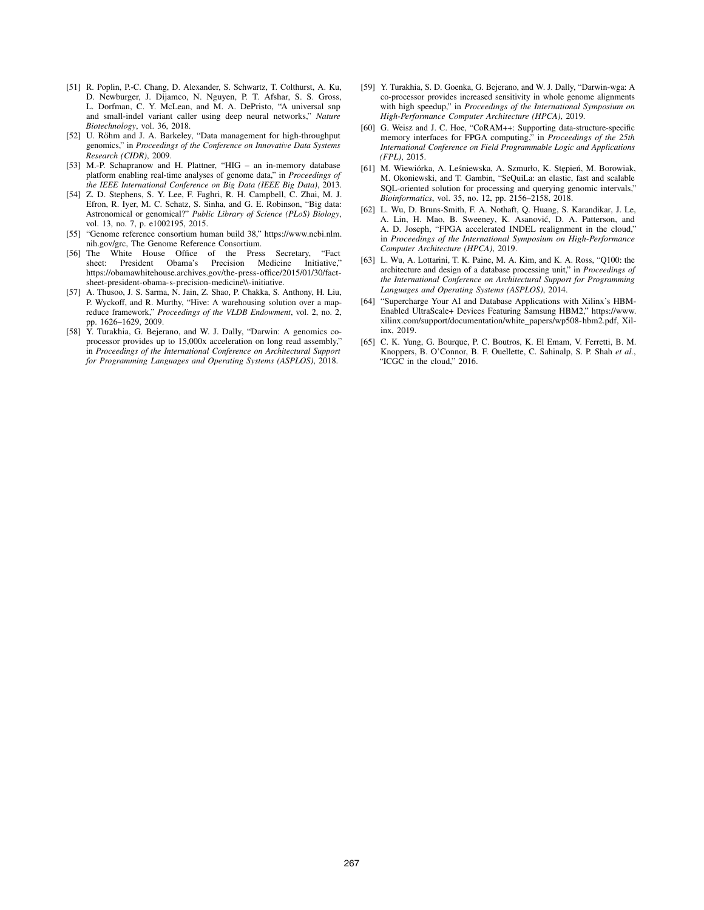- [51] R. Poplin, P.-C. Chang, D. Alexander, S. Schwartz, T. Colthurst, A. Ku, D. Newburger, J. Dijamco, N. Nguyen, P. T. Afshar, S. S. Gross, L. Dorfman, C. Y. McLean, and M. A. DePristo, "A universal snp and small-indel variant caller using deep neural networks," *Nature Biotechnology*, vol. 36, 2018.
- [52] U. Röhm and J. A. Barkeley, "Data management for high-throughput genomics," in *Proceedings of the Conference on Innovative Data Systems Research (CIDR)*, 2009.
- [53] M.-P. Schapranow and H. Plattner, "HIG – an in-memory database platform enabling real-time analyses of genome data," in *Proceedings of the IEEE International Conference on Big Data (IEEE Big Data)*, 2013.
- [54] Z. D. Stephens, S. Y. Lee, F. Faghri, R. H. Campbell, C. Zhai, M. J. Efron, R. Iyer, M. C. Schatz, S. Sinha, and G. E. Robinson, "Big data: Astronomical or genomical?" *Public Library of Science (PLoS) Biology*, vol. 13, no. 7, p. e1002195, 2015.
- [55] "Genome reference consortium human build 38," https://www.ncbi.nlm.nih.gov/grc, The Genome Reference Consortium.
- [56] The White House Office of the Press Secretary, "Fact sheet: President Obama's Precision Medicine Initiative," https://obamawhitehouse.archives.gov/the-press-office/2015/01/30/fact-sheet-president-obama-s-precision-medicine\\-initiative.
- [57] A. Thusoo, J. S. Sarma, N. Jain, Z. Shao, P. Chakka, S. Anthony, H. Liu, P. Wyckoff, and R. Murthy, "Hive: A warehousing solution over a map-reduce framework," *Proceedings of the VLDB Endowment*, vol. 2, no. 2, pp. 1626–1629, 2009.
- [58] Y. Turakhia, G. Bejerano, and W. J. Dally, "Darwin: A genomics co-processor provides up to 15,000x acceleration on long read assembly," in *Proceedings of the International Conference on Architectural Support for Programming Languages and Operating Systems (ASPLOS)*, 2018.
- [59] Y. Turakhia, S. D. Goenka, G. Bejerano, and W. J. Dally, "Darwin-wga: A co-processor provides increased sensitivity in whole genome alignments with high speedup," in *Proceedings of the International Symposium on High-Performance Computer Architecture (HPCA)*, 2019.
- [60] G. Weisz and J. C. Hoe, "CoRAM++: Supporting data-structure-specific memory interfaces for FPGA computing," in *Proceedings of the 25th International Conference on Field Programmable Logic and Applications (FPL)*, 2015.
- [61] M. Wiewiórka, A. Leśniewska, A. Szmurło, K. Stępień, M. Borowiak, M. Okoniewski, and T. Gambin, "SeQuiLa: an elastic, fast and scalable SQL-oriented solution for processing and querying genomic intervals," *Bioinformatics*, vol. 35, no. 12, pp. 2156–2158, 2018.
- [62] L. Wu, D. Bruns-Smith, F. A. Nothaft, Q. Huang, S. Karandikar, J. Le, A. Lin, H. Mao, B. Sweeney, K. Asanović, D. A. Patterson, and A. D. Joseph, "FPGA accelerated INDEL realignment in the cloud," in *Proceedings of the International Symposium on High-Performance Computer Architecture (HPCA)*, 2019.
- [63] L. Wu, A. Lottarini, T. K. Paine, M. A. Kim, and K. A. Ross, "Q100: the architecture and design of a database processing unit," in *Proceedings of the International Conference on Architectural Support for Programming Languages and Operating Systems (ASPLOS)*, 2014.
- [64] "Supercharge Your AI and Database Applications with Xilinx's HBM-Enabled UltraScale+ Devices Featuring Samsung HBM2," https://www.xilinx.com/support/documentation/white_papers/wp508-hbm2.pdf, Xilinx, 2019.
- [65] C. K. Yung, G. Bourque, P. C. Boutros, K. El Emam, V. Ferretti, B. M. Knoppers, B. O'Connor, B. F. Ouellette, C. Sahinalp, S. P. Shah *et al.*, "ICGC in the cloud," 2016.